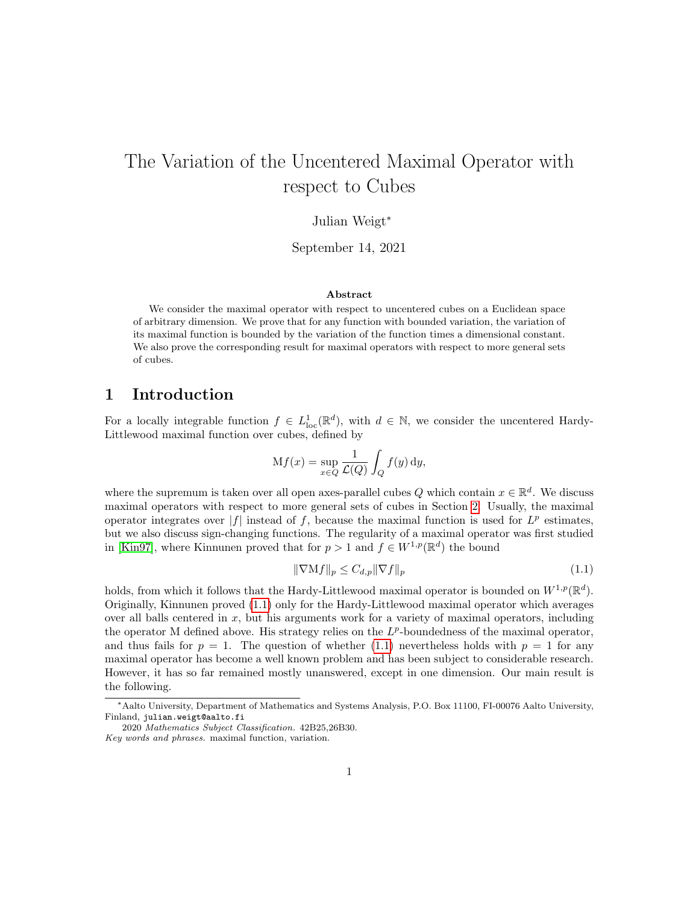# The Variation of the Uncentered Maximal Operator with respect to Cubes

Julian Weigt*

September 14, 2021

### Abstract

We consider the maximal operator with respect to uncentered cubes on a Euclidean space of arbitrary dimension. We prove that for any function with bounded variation, the variation of its maximal function is bounded by the variation of the function times a dimensional constant. We also prove the corresponding result for maximal operators with respect to more general sets of cubes.

## 1 Introduction

For a locally integrable function $f \in L^1_{\mathrm{loc}}(\mathbb{R}^d)$, with $d \in \mathbb{N}$, we consider the uncentered Hardy-Littlewood maximal function over cubes, defined by

$$\mathrm{M}f(x) = \sup_{x \in Q} \frac{1}{\mathcal{L}(Q)} \int_Q f(y) \, \mathrm{d}y,$$

where the supremum is taken over all open axes-parallel cubes $Q$ which contain $x \in \mathbb{R}^d$. We discuss maximal operators with respect to more general sets of cubes in Section 2. Usually, the maximal operator integrates over $|f|$ instead of $f$, because the maximal function is used for $L^p$ estimates, but we also discuss sign-changing functions. The regularity of a maximal operator was first studied in [Kin97], where Kinnunen proved that for $p > 1$ and $f \in W^{1,p}(\mathbb{R}^d)$ the bound

$$\|\nabla \mathrm{M}f\|_p \leq C_{d,p} \|\nabla f\|_p \tag{1.1}$$

holds, from which it follows that the Hardy-Littlewood maximal operator is bounded on $W^{1,p}(\mathbb{R}^d)$. Originally, Kinnunen proved (1.1) only for the Hardy-Littlewood maximal operator which averages over all balls centered in $x$, but his arguments work for a variety of maximal operators, including the operator M defined above. His strategy relies on the $L^p$-boundedness of the maximal operator, and thus fails for $p = 1$. The question of whether (1.1) nevertheless holds with $p = 1$ for any maximal operator has become a well known problem and has been subject to considerable research. However, it has so far remained mostly unanswered, except in one dimension. Our main result is the following.

---

*Aalto University, Department of Mathematics and Systems Analysis, P.O. Box 11100, FI-00076 Aalto University, Finland, `julian.weigt@aalto.fi`

2020 *Mathematics Subject Classification.* 42B25,26B30.

*Key words and phrases.* maximal function, variation.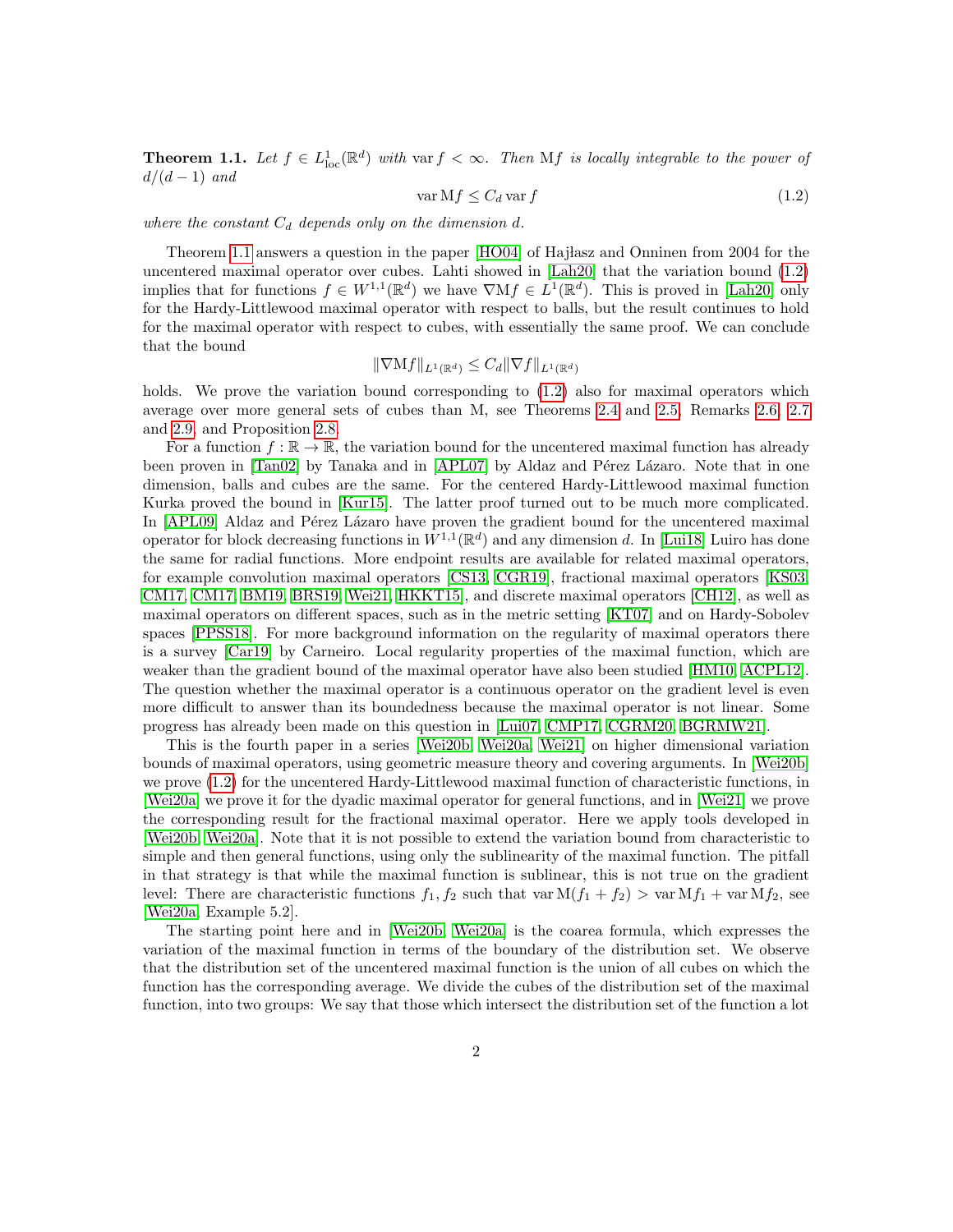**Theorem 1.1.** *Let $f \in L^1_{\mathrm{loc}}(\mathbb{R}^d)$ with $\operatorname{var} f < \infty$. Then $\mathrm{M}f$ is locally integrable to the power of $d/(d-1)$ and*

$$\operatorname{var} \mathrm{M}f \leq C_d \operatorname{var} f \tag{1.2}$$

*where the constant $C_d$ depends only on the dimension $d$.*

Theorem 1.1 answers a question in the paper [HO04] of Hajłasz and Onninen from 2004 for the uncentered maximal operator over cubes. Lahti showed in [Lah20] that the variation bound (1.2) implies that for functions $f \in W^{1,1}(\mathbb{R}^d)$ we have $\nabla \mathrm{M}f \in L^1(\mathbb{R}^d)$. This is proved in [Lah20] only for the Hardy-Littlewood maximal operator with respect to balls, but the result continues to hold for the maximal operator with respect to cubes, with essentially the same proof. We can conclude that the bound

$$\|\nabla \mathrm{M}f\|_{L^1(\mathbb{R}^d)} \leq C_d \|\nabla f\|_{L^1(\mathbb{R}^d)}$$

holds. We prove the variation bound corresponding to (1.2) also for maximal operators which average over more general sets of cubes than M, see Theorems 2.4 and 2.5, Remarks 2.6, 2.7 and 2.9, and Proposition 2.8.

For a function $f : \mathbb{R} \to \mathbb{R}$, the variation bound for the uncentered maximal function has already been proven in [Tan02] by Tanaka and in [APL07] by Aldaz and Pérez Lázaro. Note that in one dimension, balls and cubes are the same. For the centered Hardy-Littlewood maximal function Kurka proved the bound in [Kur15]. The latter proof turned out to be much more complicated. In [APL09] Aldaz and Pérez Lázaro have proven the gradient bound for the uncentered maximal operator for block decreasing functions in $W^{1,1}(\mathbb{R}^d)$ and any dimension $d$. In [Lui18] Luiro has done the same for radial functions. More endpoint results are available for related maximal operators, for example convolution maximal operators [CS13, CGR19], fractional maximal operators [KS03, CM17, CM17, BM19, BRS19, Wei21, HKKT15], and discrete maximal operators [CH12], as well as maximal operators on different spaces, such as in the metric setting [KT07] and on Hardy-Sobolev spaces [PPSS18]. For more background information on the regularity of maximal operators there is a survey [Car19] by Carneiro. Local regularity properties of the maximal function, which are weaker than the gradient bound of the maximal operator have also been studied [HM10, ACPL12]. The question whether the maximal operator is a continuous operator on the gradient level is even more difficult to answer than its boundedness because the maximal operator is not linear. Some progress has already been made on this question in [Lui07, CMP17, CGRM20, BGRMW21].

This is the fourth paper in a series [Wei20b, Wei20a, Wei21] on higher dimensional variation bounds of maximal operators, using geometric measure theory and covering arguments. In [Wei20b] we prove (1.2) for the uncentered Hardy-Littlewood maximal function of characteristic functions, in [Wei20a] we prove it for the dyadic maximal operator for general functions, and in [Wei21] we prove the corresponding result for the fractional maximal operator. Here we apply tools developed in [Wei20b, Wei20a]. Note that it is not possible to extend the variation bound from characteristic to simple and then general functions, using only the sublinearity of the maximal function. The pitfall in that strategy is that while the maximal function is sublinear, this is not true on the gradient level: There are characteristic functions $f_1, f_2$ such that $\operatorname{var} \mathrm{M}(f_1 + f_2) > \operatorname{var} \mathrm{M}f_1 + \operatorname{var} \mathrm{M}f_2$, see [Wei20a, Example 5.2].

The starting point here and in [Wei20b, Wei20a] is the coarea formula, which expresses the variation of the maximal function in terms of the boundary of the distribution set. We observe that the distribution set of the uncentered maximal function is the union of all cubes on which the function has the corresponding average. We divide the cubes of the distribution set of the maximal function, into two groups: We say that those which intersect the distribution set of the function a lot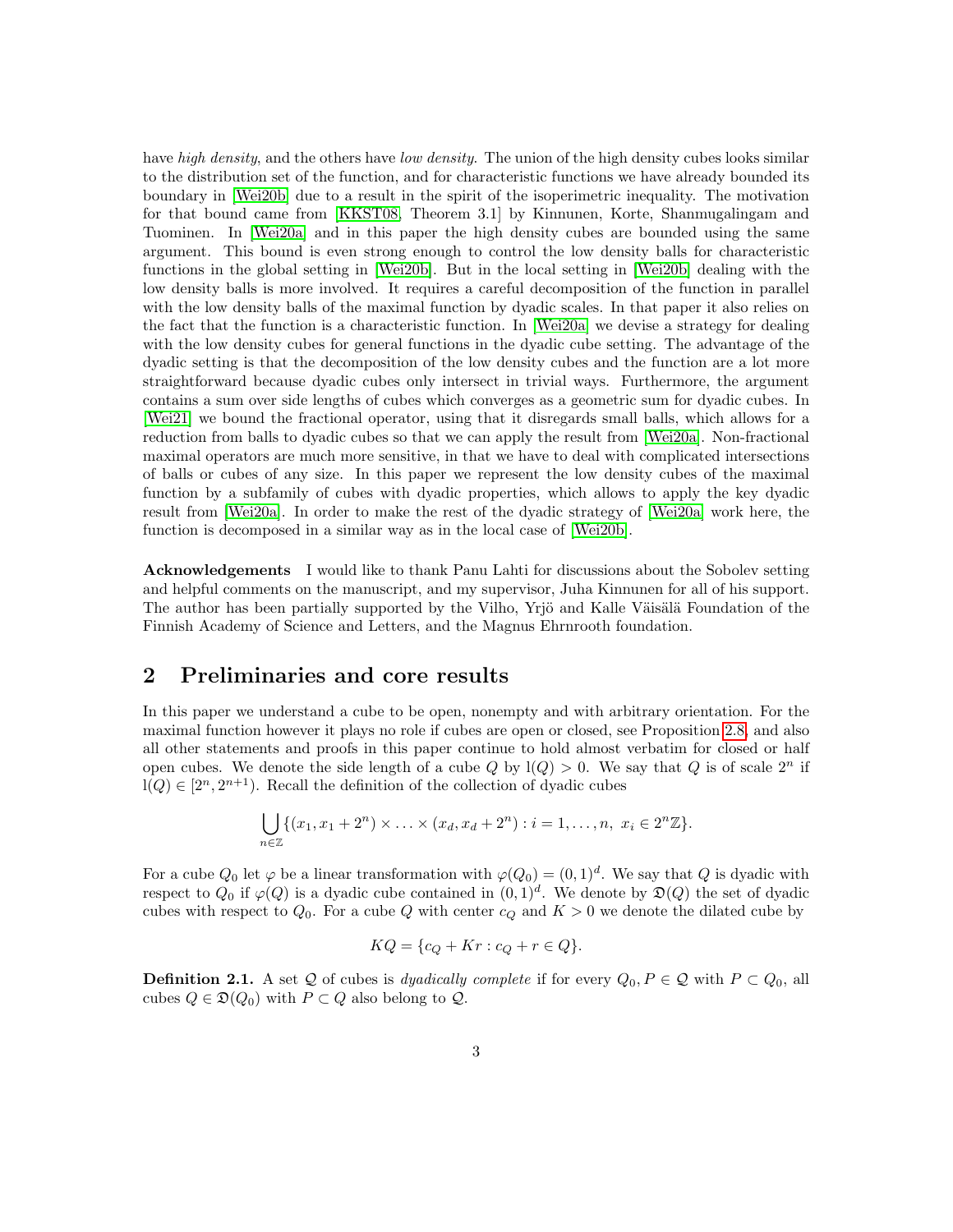have *high density*, and the others have *low density*. The union of the high density cubes looks similar to the distribution set of the function, and for characteristic functions we have already bounded its boundary in [Wei20b] due to a result in the spirit of the isoperimetric inequality. The motivation for that bound came from [KKST08, Theorem 3.1] by Kinnunen, Korte, Shanmugalingam and Tuominen. In [Wei20a] and in this paper the high density cubes are bounded using the same argument. This bound is even strong enough to control the low density balls for characteristic functions in the global setting in [Wei20b]. But in the local setting in [Wei20b] dealing with the low density balls is more involved. It requires a careful decomposition of the function in parallel with the low density balls of the maximal function by dyadic scales. In that paper it also relies on the fact that the function is a characteristic function. In [Wei20a] we devise a strategy for dealing with the low density cubes for general functions in the dyadic cube setting. The advantage of the dyadic setting is that the decomposition of the low density cubes and the function are a lot more straightforward because dyadic cubes only intersect in trivial ways. Furthermore, the argument contains a sum over side lengths of cubes which converges as a geometric sum for dyadic cubes. In [Wei21] we bound the fractional operator, using that it disregards small balls, which allows for a reduction from balls to dyadic cubes so that we can apply the result from [Wei20a]. Non-fractional maximal operators are much more sensitive, in that we have to deal with complicated intersections of balls or cubes of any size. In this paper we represent the low density cubes of the maximal function by a subfamily of cubes with dyadic properties, which allows to apply the key dyadic result from [Wei20a]. In order to make the rest of the dyadic strategy of [Wei20a] work here, the function is decomposed in a similar way as in the local case of [Wei20b].

**Acknowledgements** I would like to thank Panu Lahti for discussions about the Sobolev setting and helpful comments on the manuscript, and my supervisor, Juha Kinnunen for all of his support. The author has been partially supported by the Vilho, Yrjö and Kalle Väisälä Foundation of the Finnish Academy of Science and Letters, and the Magnus Ehrnrooth foundation.

## 2 Preliminaries and core results

In this paper we understand a cube to be open, nonempty and with arbitrary orientation. For the maximal function however it plays no role if cubes are open or closed, see Proposition 2.8, and also all other statements and proofs in this paper continue to hold almost verbatim for closed or half open cubes. We denote the side length of a cube $Q$ by $\mathrm{l}(Q) > 0$. We say that $Q$ is of scale $2^n$ if $\mathrm{l}(Q) \in [2^n, 2^{n+1})$. Recall the definition of the collection of dyadic cubes

$$\bigcup_{n\in\mathbb{Z}} \{(x_1, x_1 + 2^n) \times \ldots \times (x_d, x_d + 2^n) : i = 1, \ldots, n,\ x_i \in 2^n\mathbb{Z}\}.$$

For a cube $Q_0$ let $\varphi$ be a linear transformation with $\varphi(Q_0) = (0,1)^d$. We say that $Q$ is dyadic with respect to $Q_0$ if $\varphi(Q)$ is a dyadic cube contained in $(0,1)^d$. We denote by $\mathfrak{D}(Q)$ the set of dyadic cubes with respect to $Q_0$. For a cube $Q$ with center $c_Q$ and $K > 0$ we denote the dilated cube by

$$KQ = \{c_Q + Kr : c_Q + r \in Q\}.$$

**Definition 2.1.** A set $\mathcal{Q}$ of cubes is *dyadically complete* if for every $Q_0, P \in \mathcal{Q}$ with $P \subset Q_0$, all cubes $Q \in \mathfrak{D}(Q_0)$ with $P \subset Q$ also belong to $\mathcal{Q}$.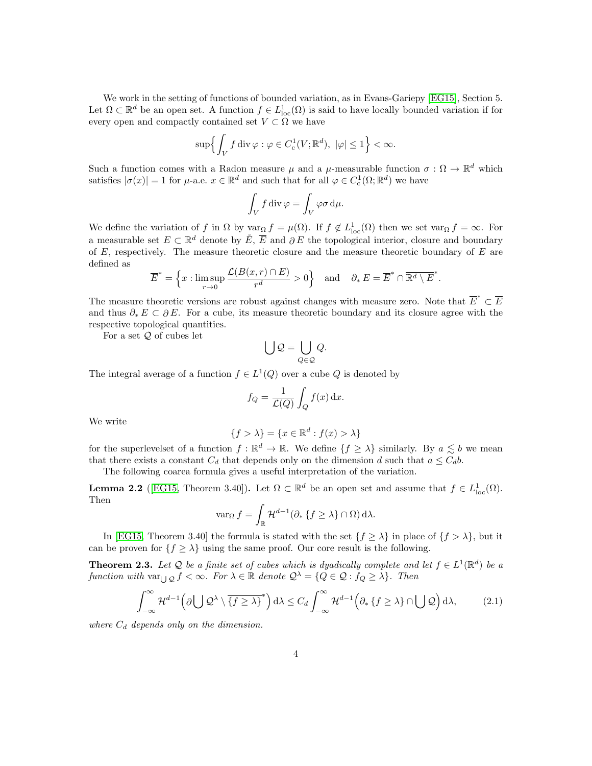We work in the setting of functions of bounded variation, as in Evans-Gariepy [EG15], Section 5. Let $\Omega \subset \mathbb{R}^d$ be an open set. A function $f \in L^1_{\mathrm{loc}}(\Omega)$ is said to have locally bounded variation if for every open and compactly contained set $V \subset \Omega$ we have

$$\sup\Big\{ \int_V f \operatorname{div} \varphi : \varphi \in C^1_c(V;\mathbb{R}^d),\ |\varphi| \le 1 \Big\} < \infty.$$

Such a function comes with a Radon measure $\mu$ and a $\mu$-measurable function $\sigma : \Omega \to \mathbb{R}^d$ which satisfies $|\sigma(x)| = 1$ for $\mu$-a.e. $x \in \mathbb{R}^d$ and such that for all $\varphi \in C^1_c(\Omega;\mathbb{R}^d)$ we have

$$\int_V f \operatorname{div} \varphi = \int_V \varphi \sigma \, \mathrm{d}\mu.$$

We define the variation of $f$ in $\Omega$ by $\operatorname{var}_\Omega f = \mu(\Omega)$. If $f \notin L^1_{\mathrm{loc}}(\Omega)$ then we set $\operatorname{var}_\Omega f = \infty$. For a measurable set $E \subset \mathbb{R}^d$ denote by $\mathring{E}$, $\overline{E}$ and $\partial E$ the topological interior, closure and boundary of $E$, respectively. The measure theoretic closure and the measure theoretic boundary of $E$ are defined as

$$\overline{E}^* = \Big\{ x : \limsup_{r \to 0} \frac{\mathcal{L}(B(x,r) \cap E)}{r^d} > 0 \Big\} \quad \text{and} \quad \partial_* E = \overline{E}^* \cap \overline{\mathbb{R}^d \setminus E}^*.$$

The measure theoretic versions are robust against changes with measure zero. Note that $\overline{E}^* \subset \overline{E}$ and thus $\partial_* E \subset \partial E$. For a cube, its measure theoretic boundary and its closure agree with the respective topological quantities.

For a set $\mathcal{Q}$ of cubes let

$$\bigcup \mathcal{Q} = \bigcup_{Q \in \mathcal{Q}} Q.$$

The integral average of a function $f \in L^1(Q)$ over a cube $Q$ is denoted by

$$f_Q = \frac{1}{\mathcal{L}(Q)} \int_Q f(x) \, \mathrm{d}x.$$

We write

$$\{f > \lambda\} = \{x \in \mathbb{R}^d : f(x) > \lambda\}$$

for the superlevelset of a function $f : \mathbb{R}^d \to \mathbb{R}$. We define $\{f \ge \lambda\}$ similarly. By $a \lesssim b$ we mean that there exists a constant $C_d$ that depends only on the dimension $d$ such that $a \le C_d b$.

The following coarea formula gives a useful interpretation of the variation.

**Lemma 2.2** ([EG15, Theorem 3.40])**.** Let $\Omega \subset \mathbb{R}^d$ be an open set and assume that $f \in L^1_{\mathrm{loc}}(\Omega)$. Then

$$\operatorname{var}_\Omega f = \int_{\mathbb{R}} \mathcal{H}^{d-1}(\partial_* \{f \ge \lambda\} \cap \Omega) \, \mathrm{d}\lambda.$$

In [EG15, Theorem 3.40] the formula is stated with the set $\{f \ge \lambda\}$ in place of $\{f > \lambda\}$, but it can be proven for $\{f \ge \lambda\}$ using the same proof. Our core result is the following.

**Theorem 2.3.** *Let $\mathcal{Q}$ be a finite set of cubes which is dyadically complete and let $f \in L^1(\mathbb{R}^d)$ be a function with $\operatorname{var}_{\bigcup \mathcal{Q}} f < \infty$. For $\lambda \in \mathbb{R}$ denote $\mathcal{Q}^\lambda = \{Q \in \mathcal{Q} : f_Q \ge \lambda\}$. Then*

$$\int_{-\infty}^{\infty} \mathcal{H}^{d-1}\Big( \partial \bigcup \mathcal{Q}^\lambda \setminus \overline{\{f \ge \lambda\}}^* \Big) \, \mathrm{d}\lambda \le C_d \int_{-\infty}^{\infty} \mathcal{H}^{d-1}\Big( \partial_* \{f \ge \lambda\} \cap \bigcup \mathcal{Q} \Big) \, \mathrm{d}\lambda, \tag{2.1}$$

*where $C_d$ depends only on the dimension.*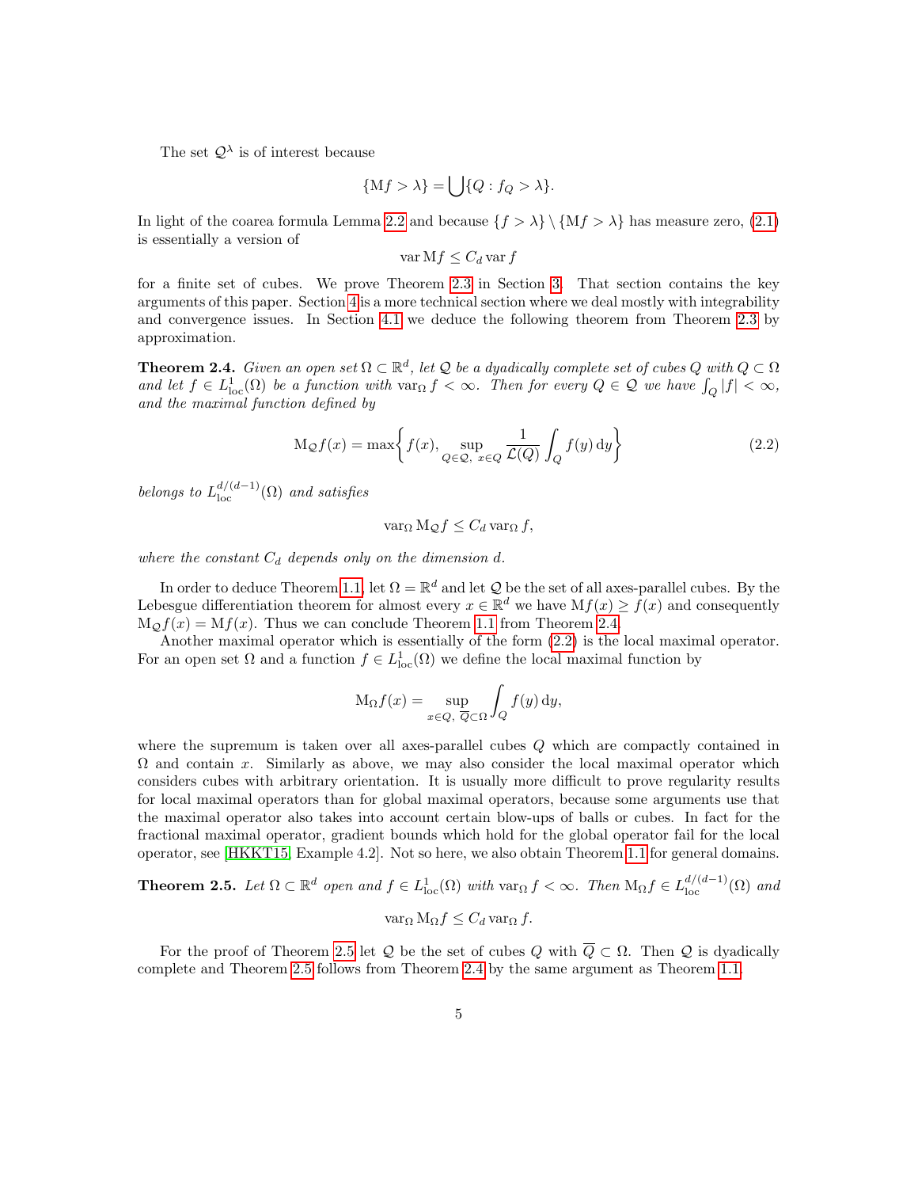The set $\mathcal{Q}^\lambda$ is of interest because

$$\{\mathrm{M}f > \lambda\} = \bigcup \{Q : f_Q > \lambda\}.$$

In light of the coarea formula Lemma 2.2 and because $\{f > \lambda\} \setminus \{\mathrm{M}f > \lambda\}$ has measure zero, (2.1) is essentially a version of

$$\operatorname{var} \mathrm{M}f \leq C_d \operatorname{var} f$$

for a finite set of cubes. We prove Theorem 2.3 in Section 3. That section contains the key arguments of this paper. Section 4 is a more technical section where we deal mostly with integrability and convergence issues. In Section 4.1 we deduce the following theorem from Theorem 2.3 by approximation.

**Theorem 2.4.** *Given an open set $\Omega \subset \mathbb{R}^d$, let $\mathcal{Q}$ be a dyadically complete set of cubes $Q$ with $Q \subset \Omega$ and let $f \in L^1_{\mathrm{loc}}(\Omega)$ be a function with $\operatorname{var}_\Omega f < \infty$. Then for every $Q \in \mathcal{Q}$ we have $\int_Q |f| < \infty$, and the maximal function defined by*

$$\mathrm{M}_{\mathcal{Q}} f(x) = \max\left\{ f(x), \sup_{Q \in \mathcal{Q},\ x \in Q} \frac{1}{\mathcal{L}(Q)} \int_Q f(y)\,\mathrm{d}y \right\} \tag{2.2}$$

*belongs to $L^{d/(d-1)}_{\mathrm{loc}}(\Omega)$ and satisfies*

$$\operatorname{var}_\Omega \mathrm{M}_{\mathcal{Q}} f \leq C_d \operatorname{var}_\Omega f,$$

*where the constant $C_d$ depends only on the dimension $d$.*

In order to deduce Theorem 1.1, let $\Omega = \mathbb{R}^d$ and let $\mathcal{Q}$ be the set of all axes-parallel cubes. By the Lebesgue differentiation theorem for almost every $x \in \mathbb{R}^d$ we have $\mathrm{M}f(x) \geq f(x)$ and consequently $\mathrm{M}_{\mathcal{Q}} f(x) = \mathrm{M}f(x)$. Thus we can conclude Theorem 1.1 from Theorem 2.4.

Another maximal operator which is essentially of the form (2.2) is the local maximal operator. For an open set $\Omega$ and a function $f \in L^1_{\mathrm{loc}}(\Omega)$ we define the local maximal function by

$$\mathrm{M}_\Omega f(x) = \sup_{x \in Q,\ \overline{Q} \subset \Omega} \int_Q f(y)\,\mathrm{d}y,$$

where the supremum is taken over all axes-parallel cubes $Q$ which are compactly contained in $\Omega$ and contain $x$. Similarly as above, we may also consider the local maximal operator which considers cubes with arbitrary orientation. It is usually more difficult to prove regularity results for local maximal operators than for global maximal operators, because some arguments use that the maximal operator also takes into account certain blow-ups of balls or cubes. In fact for the fractional maximal operator, gradient bounds which hold for the global operator fail for the local operator, see [HKKT15, Example 4.2]. Not so here, we also obtain Theorem 1.1 for general domains.

**Theorem 2.5.** *Let $\Omega \subset \mathbb{R}^d$ open and $f \in L^1_{\mathrm{loc}}(\Omega)$ with $\operatorname{var}_\Omega f < \infty$. Then $\mathrm{M}_\Omega f \in L^{d/(d-1)}_{\mathrm{loc}}(\Omega)$ and*

$$\operatorname{var}_\Omega \mathrm{M}_\Omega f \leq C_d \operatorname{var}_\Omega f.$$

For the proof of Theorem 2.5 let $\mathcal{Q}$ be the set of cubes $Q$ with $\overline{Q} \subset \Omega$. Then $\mathcal{Q}$ is dyadically complete and Theorem 2.5 follows from Theorem 2.4 by the same argument as Theorem 1.1.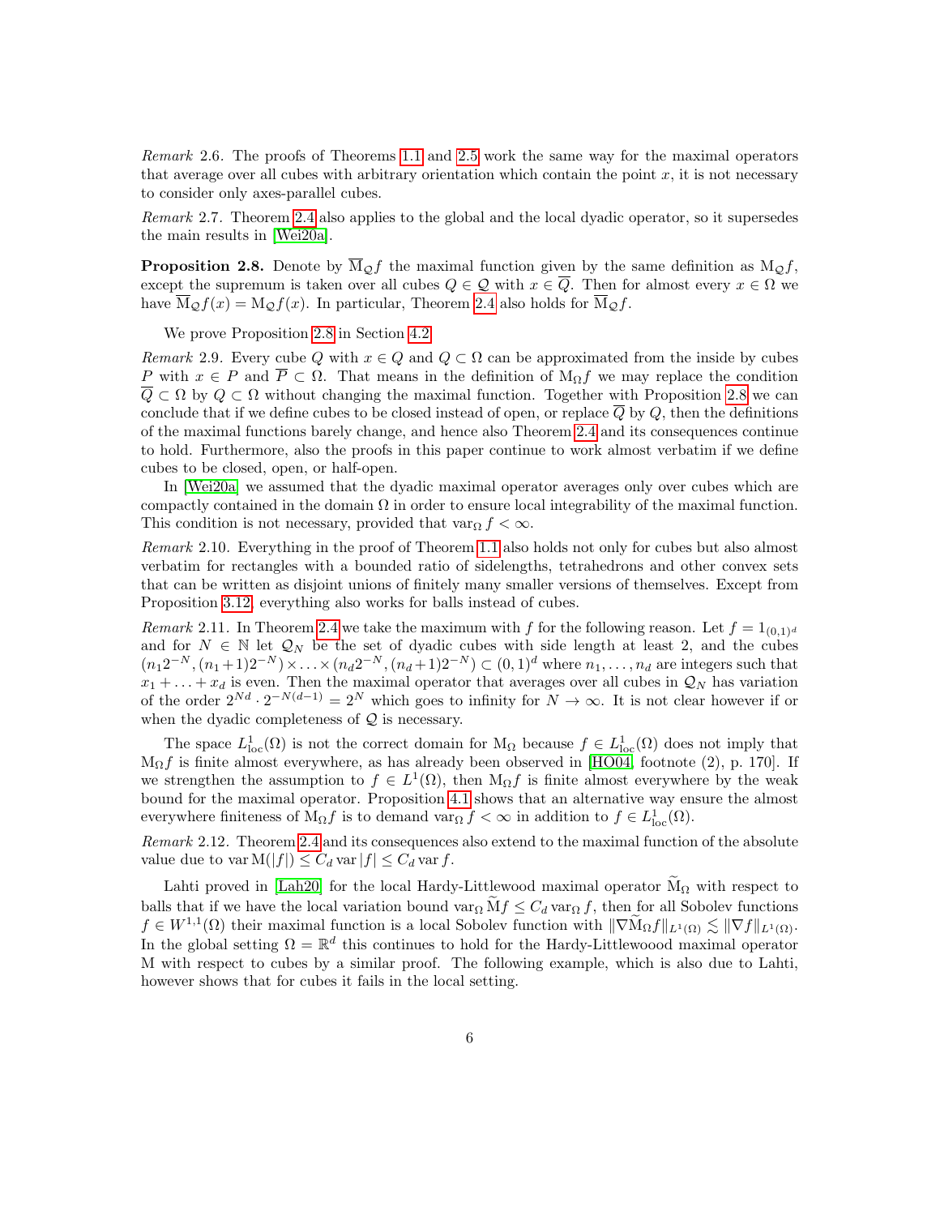*Remark* 2.6. The proofs of Theorems 1.1 and 2.5 work the same way for the maximal operators that average over all cubes with arbitrary orientation which contain the point $x$, it is not necessary to consider only axes-parallel cubes.

*Remark* 2.7. Theorem 2.4 also applies to the global and the local dyadic operator, so it supersedes the main results in [Wei20a].

**Proposition 2.8.** Denote by $\overline{\mathrm{M}}_{\mathcal{Q}}f$ the maximal function given by the same definition as $\mathrm{M}_{\mathcal{Q}}f$, except the supremum is taken over all cubes $Q \in \mathcal{Q}$ with $x \in \overline{Q}$. Then for almost every $x \in \Omega$ we have $\overline{\mathrm{M}}_{\mathcal{Q}}f(x) = \mathrm{M}_{\mathcal{Q}}f(x)$. In particular, Theorem 2.4 also holds for $\overline{\mathrm{M}}_{\mathcal{Q}}f$.

We prove Proposition 2.8 in Section 4.2.

*Remark* 2.9. Every cube $Q$ with $x \in Q$ and $Q \subset \Omega$ can be approximated from the inside by cubes $P$ with $x \in P$ and $\overline{P} \subset \Omega$. That means in the definition of $\mathrm{M}_\Omega f$ we may replace the condition $\overline{Q} \subset \Omega$ by $Q \subset \Omega$ without changing the maximal function. Together with Proposition 2.8 we can conclude that if we define cubes to be closed instead of open, or replace $\overline{Q}$ by $Q$, then the definitions of the maximal functions barely change, and hence also Theorem 2.4 and its consequences continue to hold. Furthermore, also the proofs in this paper continue to work almost verbatim if we define cubes to be closed, open, or half-open.

In [Wei20a] we assumed that the dyadic maximal operator averages only over cubes which are compactly contained in the domain $\Omega$ in order to ensure local integrability of the maximal function. This condition is not necessary, provided that $\mathrm{var}_\Omega f < \infty$.

*Remark* 2.10. Everything in the proof of Theorem 1.1 also holds not only for cubes but also almost verbatim for rectangles with a bounded ratio of sidelengths, tetrahedrons and other convex sets that can be written as disjoint unions of finitely many smaller versions of themselves. Except from Proposition 3.12, everything also works for balls instead of cubes.

*Remark* 2.11. In Theorem 2.4 we take the maximum with $f$ for the following reason. Let $f = 1_{(0,1)^d}$ and for $N \in \mathbb{N}$ let $\mathcal{Q}_N$ be the set of dyadic cubes with side length at least 2, and the cubes $(n_1 2^{-N}, (n_1+1)2^{-N}) \times \ldots \times (n_d 2^{-N}, (n_d+1)2^{-N}) \subset (0,1)^d$ where $n_1, \ldots, n_d$ are integers such that $x_1 + \ldots + x_d$ is even. Then the maximal operator that averages over all cubes in $\mathcal{Q}_N$ has variation of the order $2^{Nd} \cdot 2^{-N(d-1)} = 2^N$ which goes to infinity for $N \to \infty$. It is not clear however if or when the dyadic completeness of $\mathcal{Q}$ is necessary.

The space $L^1_{\mathrm{loc}}(\Omega)$ is not the correct domain for $\mathrm{M}_\Omega$ because $f \in L^1_{\mathrm{loc}}(\Omega)$ does not imply that $\mathrm{M}_\Omega f$ is finite almost everywhere, as has already been observed in [HO04, footnote (2), p. 170]. If we strengthen the assumption to $f \in L^1(\Omega)$, then $\mathrm{M}_\Omega f$ is finite almost everywhere by the weak bound for the maximal operator. Proposition 4.1 shows that an alternative way ensure the almost everywhere finiteness of $\mathrm{M}_\Omega f$ is to demand $\mathrm{var}_\Omega f < \infty$ in addition to $f \in L^1_{\mathrm{loc}}(\Omega)$.

*Remark* 2.12. Theorem 2.4 and its consequences also extend to the maximal function of the absolute value due to $\mathrm{var}\,\mathrm{M}(|f|) \le C_d \,\mathrm{var}\,|f| \le C_d \,\mathrm{var}\, f$.

Lahti proved in [Lah20] for the local Hardy-Littlewood maximal operator $\widetilde{\mathrm{M}}_\Omega$ with respect to balls that if we have the local variation bound $\mathrm{var}_\Omega \widetilde{\mathrm{M}} f \le C_d \,\mathrm{var}_\Omega f$, then for all Sobolev functions $f \in W^{1,1}(\Omega)$ their maximal function is a local Sobolev function with $\|\nabla \widetilde{\mathrm{M}}_\Omega f\|_{L^1(\Omega)} \lesssim \|\nabla f\|_{L^1(\Omega)}$. In the global setting $\Omega = \mathbb{R}^d$ this continues to hold for the Hardy-Littlewoood maximal operator $\mathrm{M}$ with respect to cubes by a similar proof. The following example, which is also due to Lahti, however shows that for cubes it fails in the local setting.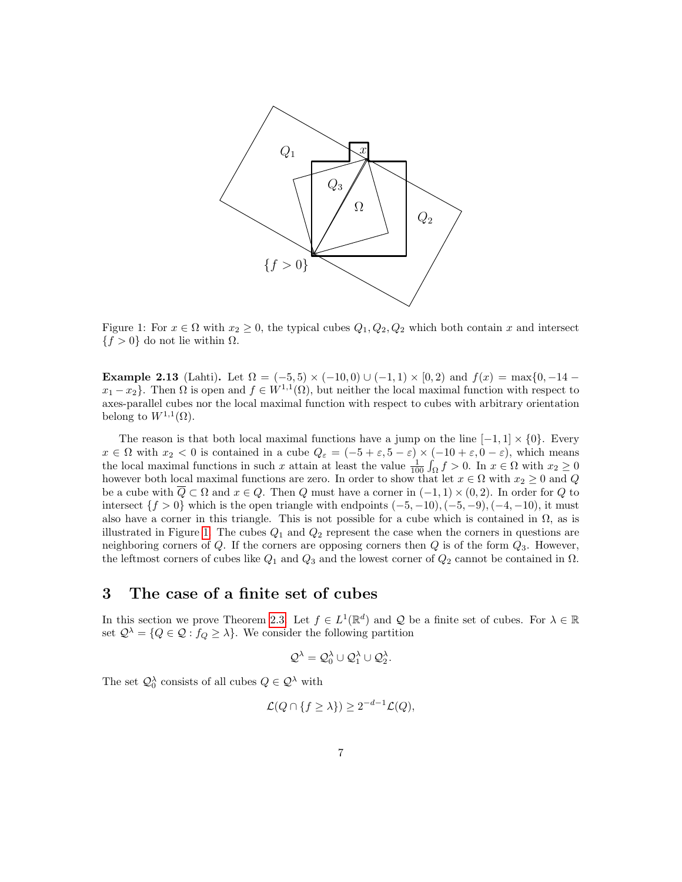Figure 1: For $x \in \Omega$ with $x_2 \geq 0$, the typical cubes $Q_1, Q_2, Q_2$ which both contain $x$ and intersect $\{f > 0\}$ do not lie within $\Omega$.

**Example 2.13** (Lahti)**.** Let $\Omega = (-5, 5) \times (-10, 0) \cup (-1, 1) \times [0, 2)$ and $f(x) = \max\{0, -14 - x_1 - x_2\}$. Then $\Omega$ is open and $f \in W^{1,1}(\Omega)$, but neither the local maximal function with respect to axes-parallel cubes nor the local maximal function with respect to cubes with arbitrary orientation belong to $W^{1,1}(\Omega)$.

The reason is that both local maximal functions have a jump on the line $[-1, 1] \times \{0\}$. Every $x \in \Omega$ with $x_2 < 0$ is contained in a cube $Q_\varepsilon = (-5 + \varepsilon, 5 - \varepsilon) \times (-10 + \varepsilon, 0 - \varepsilon)$, which means the local maximal functions in such $x$ attain at least the value $\frac{1}{100} \int_\Omega f > 0$. In $x \in \Omega$ with $x_2 \geq 0$ however both local maximal functions are zero. In order to show that let $x \in \Omega$ with $x_2 \geq 0$ and $Q$ be a cube with $\overline{Q} \subset \Omega$ and $x \in Q$. Then $Q$ must have a corner in $(-1, 1) \times (0, 2)$. In order for $Q$ to intersect $\{f > 0\}$ which is the open triangle with endpoints $(-5, -10), (-5, -9), (-4, -10)$, it must also have a corner in this triangle. This is not possible for a cube which is contained in $\Omega$, as is illustrated in Figure 1. The cubes $Q_1$ and $Q_2$ represent the case when the corners in questions are neighboring corners of $Q$. If the corners are opposing corners then $Q$ is of the form $Q_3$. However, the leftmost corners of cubes like $Q_1$ and $Q_3$ and the lowest corner of $Q_2$ cannot be contained in $\Omega$.

## 3 The case of a finite set of cubes

In this section we prove Theorem 2.3. Let $f \in L^1(\mathbb{R}^d)$ and $\mathcal{Q}$ be a finite set of cubes. For $\lambda \in \mathbb{R}$ set $\mathcal{Q}^\lambda = \{Q \in \mathcal{Q} : f_Q \geq \lambda\}$. We consider the following partition

$$\mathcal{Q}^\lambda = \mathcal{Q}_0^\lambda \cup \mathcal{Q}_1^\lambda \cup \mathcal{Q}_2^\lambda.$$

The set $\mathcal{Q}_0^\lambda$ consists of all cubes $Q \in \mathcal{Q}^\lambda$ with

$$\mathcal{L}(Q \cap \{f \geq \lambda\}) \geq 2^{-d-1}\mathcal{L}(Q),$$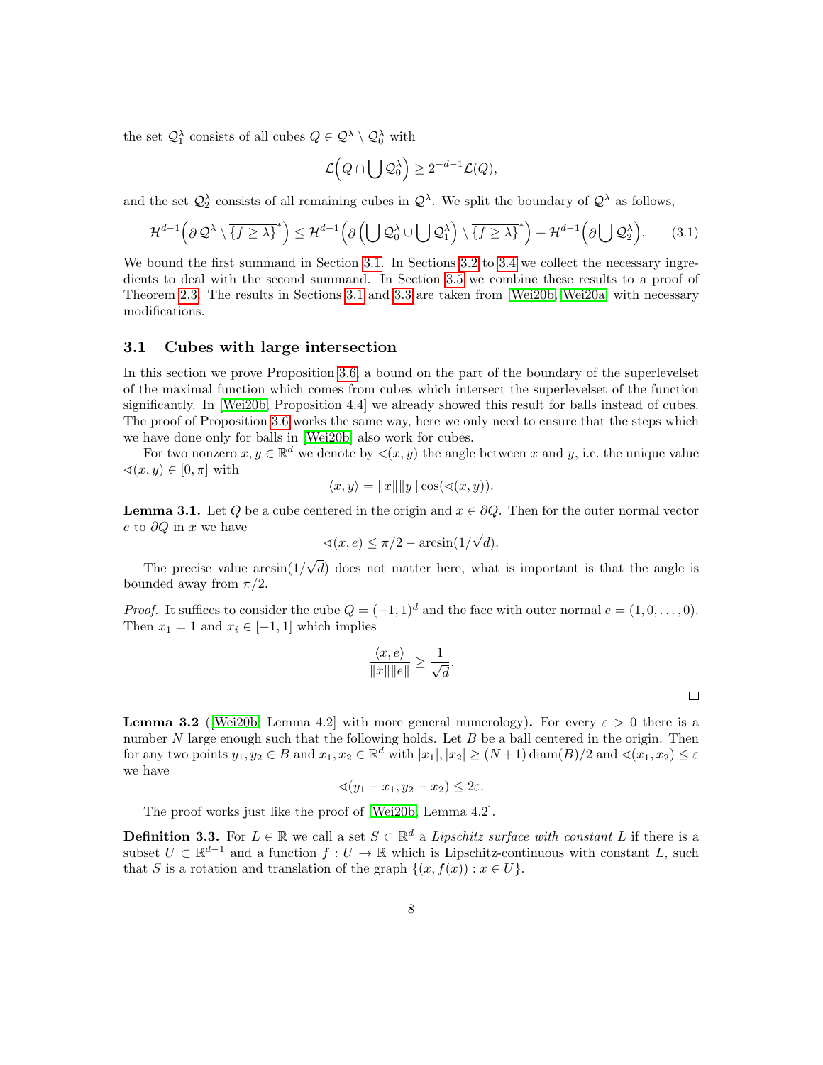the set $\mathcal{Q}_1^\lambda$ consists of all cubes $Q \in \mathcal{Q}^\lambda \setminus \mathcal{Q}_0^\lambda$ with

$$\mathcal{L}\Big(Q \cap \bigcup \mathcal{Q}_0^\lambda\Big) \geq 2^{-d-1}\mathcal{L}(Q),$$

and the set $\mathcal{Q}_2^\lambda$ consists of all remaining cubes in $\mathcal{Q}^\lambda$. We split the boundary of $\mathcal{Q}^\lambda$ as follows,

$$\mathcal{H}^{d-1}\Big(\partial\, \mathcal{Q}^\lambda \setminus \overline{\{f \geq \lambda\}}^*\Big) \leq \mathcal{H}^{d-1}\Big(\partial\Big(\bigcup \mathcal{Q}_0^\lambda \cup \bigcup \mathcal{Q}_1^\lambda\Big) \setminus \overline{\{f \geq \lambda\}}^*\Big) + \mathcal{H}^{d-1}\Big(\partial \bigcup \mathcal{Q}_2^\lambda\Big). \tag{3.1}$$

We bound the first summand in Section 3.1. In Sections 3.2 to 3.4 we collect the necessary ingredients to deal with the second summand. In Section 3.5 we combine these results to a proof of Theorem 2.3. The results in Sections 3.1 and 3.3 are taken from [Wei20b, Wei20a] with necessary modifications.

## 3.1 Cubes with large intersection

In this section we prove Proposition 3.6, a bound on the part of the boundary of the superlevelset of the maximal function which comes from cubes which intersect the superlevelset of the function significantly. In [Wei20b, Proposition 4.4] we already showed this result for balls instead of cubes. The proof of Proposition 3.6 works the same way, here we only need to ensure that the steps which we have done only for balls in [Wei20b] also work for cubes.

For two nonzero $x, y \in \mathbb{R}^d$ we denote by $\sphericalangle(x, y)$ the angle between $x$ and $y$, i.e. the unique value $\sphericalangle(x, y) \in [0, \pi]$ with

$$\langle x, y\rangle = \|x\|\|y\| \cos(\sphericalangle(x, y)).$$

**Lemma 3.1.** Let $Q$ be a cube centered in the origin and $x \in \partial Q$. Then for the outer normal vector $e$ to $\partial Q$ in $x$ we have

$$\sphericalangle(x, e) \leq \pi/2 - \arcsin(1/\sqrt{d}).$$

The precise value $\arcsin(1/\sqrt{d})$ does not matter here, what is important is that the angle is bounded away from $\pi/2$.

*Proof.* It suffices to consider the cube $Q = (-1, 1)^d$ and the face with outer normal $e = (1, 0, \ldots, 0)$. Then $x_1 = 1$ and $x_i \in [-1, 1]$ which implies

$$\frac{\langle x, e\rangle}{\|x\|\|e\|} \geq \frac{1}{\sqrt{d}}.$$

□

**Lemma 3.2** ([Wei20b, Lemma 4.2] with more general numerology)**.** For every $\varepsilon > 0$ there is a number $N$ large enough such that the following holds. Let $B$ be a ball centered in the origin. Then for any two points $y_1, y_2 \in B$ and $x_1, x_2 \in \mathbb{R}^d$ with $|x_1|, |x_2| \geq (N+1)\operatorname{diam}(B)/2$ and $\sphericalangle(x_1, x_2) \leq \varepsilon$ we have

$$\sphericalangle(y_1 - x_1, y_2 - x_2) \leq 2\varepsilon.$$

The proof works just like the proof of [Wei20b, Lemma 4.2].

**Definition 3.3.** For $L \in \mathbb{R}$ we call a set $S \subset \mathbb{R}^d$ a *Lipschitz surface with constant $L$* if there is a subset $U \subset \mathbb{R}^{d-1}$ and a function $f : U \to \mathbb{R}$ which is Lipschitz-continuous with constant $L$, such that $S$ is a rotation and translation of the graph $\{(x, f(x)) : x \in U\}$.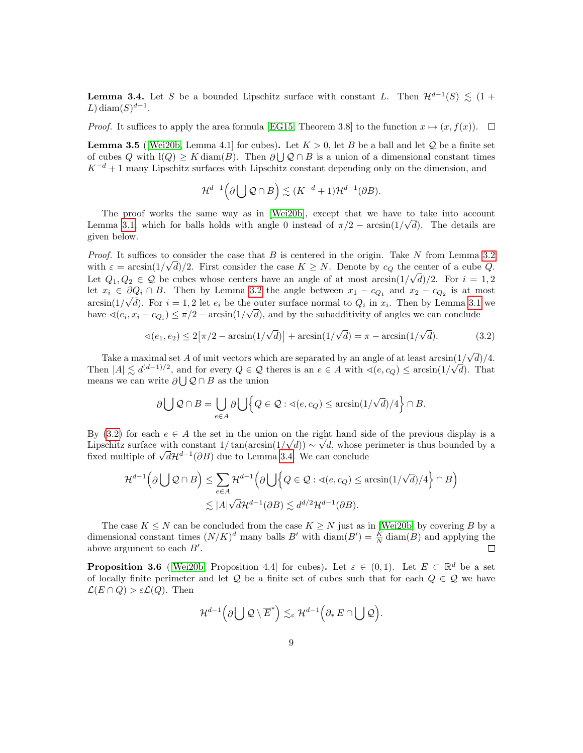**Lemma 3.4.** Let $S$ be a bounded Lipschitz surface with constant $L$. Then $\mathcal{H}^{d-1}(S) \lesssim (1 + L)\operatorname{diam}(S)^{d-1}$.

*Proof.* It suffices to apply the area formula [EG15, Theorem 3.8] to the function $x \mapsto (x, f(x))$. $\square$

**Lemma 3.5** ([Wei20b, Lemma 4.1] for cubes)**.** Let $K > 0$, let $B$ be a ball and let $\mathcal{Q}$ be a finite set of cubes $Q$ with $\mathrm{l}(Q) \geq K \operatorname{diam}(B)$. Then $\partial \bigcup \mathcal{Q} \cap B$ is a union of a dimensional constant times $K^{-d} + 1$ many Lipschitz surfaces with Lipschitz constant depending only on the dimension, and

$$\mathcal{H}^{d-1}\Big(\partial \bigcup \mathcal{Q} \cap B\Big) \lesssim (K^{-d} + 1)\mathcal{H}^{d-1}(\partial B).$$

The proof works the same way as in [Wei20b], except that we have to take into account Lemma 3.1, which for balls holds with angle 0 instead of $\pi/2 - \arcsin(1/\sqrt{d})$. The details are given below.

*Proof.* It suffices to consider the case that $B$ is centered in the origin. Take $N$ from Lemma 3.2 with $\varepsilon = \arcsin(1/\sqrt{d})/2$. First consider the case $K \geq N$. Denote by $c_Q$ the center of a cube $Q$. Let $Q_1, Q_2 \in \mathcal{Q}$ be cubes whose centers have an angle of at most $\arcsin(1/\sqrt{d})/2$. For $i = 1, 2$ let $x_i \in \partial Q_i \cap B$. Then by Lemma 3.2 the angle between $x_1 - c_{Q_1}$ and $x_2 - c_{Q_2}$ is at most $\arcsin(1/\sqrt{d})$. For $i = 1, 2$ let $e_i$ be the outer surface normal to $Q_i$ in $x_i$. Then by Lemma 3.1 we have $\sphericalangle(e_i, x_i - c_{Q_i}) \leq \pi/2 - \arcsin(1/\sqrt{d})$, and by the subadditivity of angles we can conclude

$$\sphericalangle(e_1, e_2) \leq 2\big[\pi/2 - \arcsin(1/\sqrt{d})\big] + \arcsin(1/\sqrt{d}) = \pi - \arcsin(1/\sqrt{d}). \tag{3.2}$$

Take a maximal set $A$ of unit vectors which are separated by an angle of at least $\arcsin(1/\sqrt{d})/4$. Then $|A| \lesssim d^{(d-1)/2}$, and for every $Q \in \mathcal{Q}$ theres is an $e \in A$ with $\sphericalangle(e, c_Q) \leq \arcsin(1/\sqrt{d})$. That means we can write $\partial \bigcup \mathcal{Q} \cap B$ as the union

$$\partial \bigcup \mathcal{Q} \cap B = \bigcup_{e \in A} \partial \bigcup \Big\{ Q \in \mathcal{Q} : \sphericalangle(e, c_Q) \leq \arcsin(1/\sqrt{d})/4 \Big\} \cap B.$$

By (3.2) for each $e \in A$ the set in the union on the right hand side of the previous display is a Lipschitz surface with constant $1/\tan(\arcsin(1/\sqrt{d})) \sim \sqrt{d}$, whose perimeter is thus bounded by a fixed multiple of $\sqrt{d}\mathcal{H}^{d-1}(\partial B)$ due to Lemma 3.4. We can conclude

$$\begin{aligned}
\mathcal{H}^{d-1}\Big(\partial \bigcup \mathcal{Q} \cap B\Big) &\leq \sum_{e \in A} \mathcal{H}^{d-1}\Big(\partial \bigcup \Big\{ Q \in \mathcal{Q} : \sphericalangle(e, c_Q) \leq \arcsin(1/\sqrt{d})/4 \Big\} \cap B\Big) \\
&\lesssim |A|\sqrt{d}\mathcal{H}^{d-1}(\partial B) \lesssim d^{d/2}\mathcal{H}^{d-1}(\partial B).
\end{aligned}$$

The case $K \leq N$ can be concluded from the case $K \geq N$ just as in [Wei20b] by covering $B$ by a dimensional constant times $(N/K)^d$ many balls $B'$ with $\operatorname{diam}(B') = \frac{K}{N}\operatorname{diam}(B)$ and applying the above argument to each $B'$. $\square$

**Proposition 3.6** ([Wei20b, Proposition 4.4] for cubes)**.** Let $\varepsilon \in (0, 1)$. Let $E \subset \mathbb{R}^d$ be a set of locally finite perimeter and let $\mathcal{Q}$ be a finite set of cubes such that for each $Q \in \mathcal{Q}$ we have $\mathcal{L}(E \cap Q) > \varepsilon \mathcal{L}(Q)$. Then

$$\mathcal{H}^{d-1}\Big(\partial \bigcup \mathcal{Q} \setminus \overline{E}^{*}\Big) \lesssim_{\varepsilon} \mathcal{H}^{d-1}\Big(\partial_{*} E \cap \bigcup \mathcal{Q}\Big).$$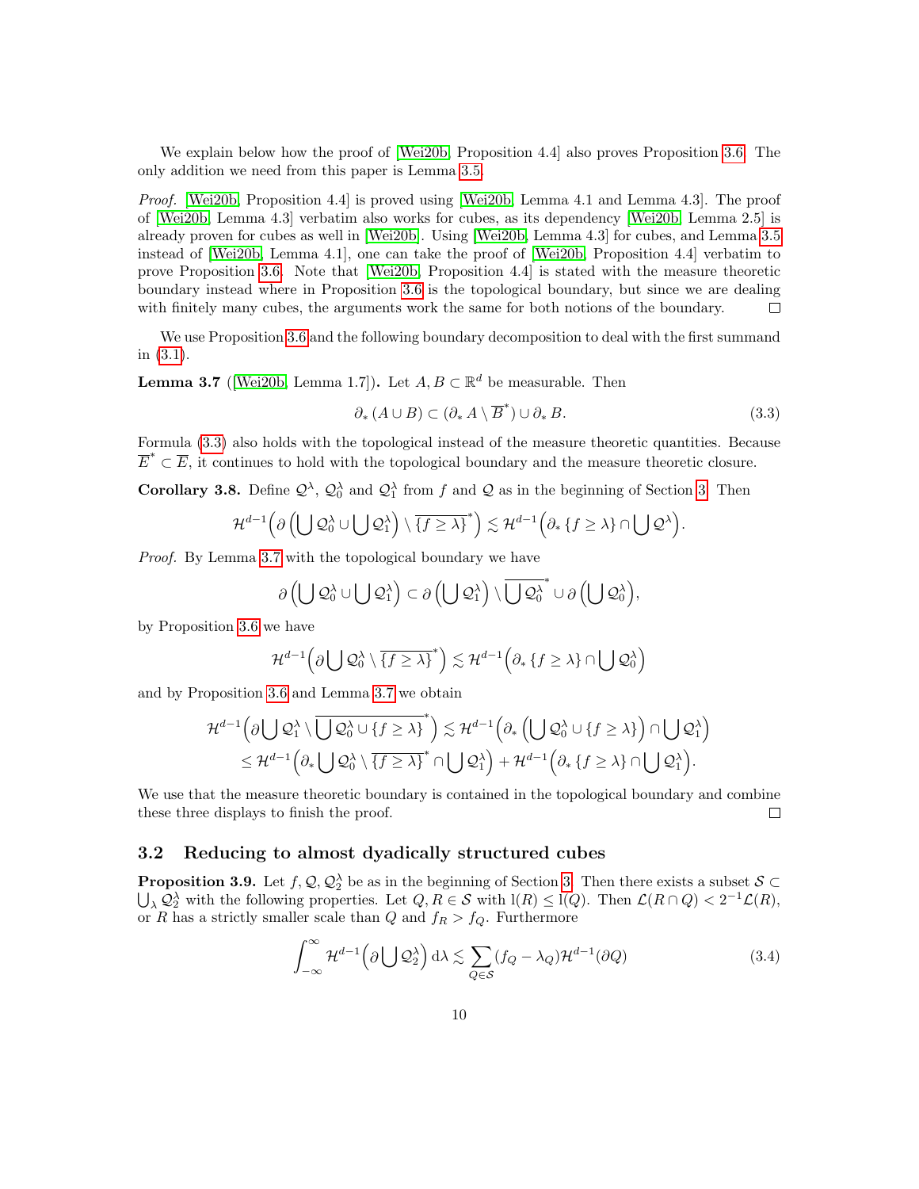We explain below how the proof of [Wei20b, Proposition 4.4] also proves Proposition 3.6. The only addition we need from this paper is Lemma 3.5.

*Proof.* [Wei20b, Proposition 4.4] is proved using [Wei20b, Lemma 4.1 and Lemma 4.3]. The proof of [Wei20b, Lemma 4.3] verbatim also works for cubes, as its dependency [Wei20b, Lemma 2.5] is already proven for cubes as well in [Wei20b]. Using [Wei20b, Lemma 4.3] for cubes, and Lemma 3.5 instead of [Wei20b, Lemma 4.1], one can take the proof of [Wei20b, Proposition 4.4] verbatim to prove Proposition 3.6. Note that [Wei20b, Proposition 4.4] is stated with the measure theoretic boundary instead where in Proposition 3.6 is the topological boundary, but since we are dealing with finitely many cubes, the arguments work the same for both notions of the boundary. □

We use Proposition 3.6 and the following boundary decomposition to deal with the first summand in (3.1).

**Lemma 3.7** ([Wei20b, Lemma 1.7])**.** Let $A, B \subset \mathbb{R}^d$ be measurable. Then

$$\partial_* (A \cup B) \subset (\partial_* A \setminus \overline{B}^*) \cup \partial_* B. \tag{3.3}$$

Formula (3.3) also holds with the topological instead of the measure theoretic quantities. Because $\overline{E}^* \subset \overline{E}$, it continues to hold with the topological boundary and the measure theoretic closure.

**Corollary 3.8.** Define $\mathcal{Q}^\lambda$, $\mathcal{Q}_0^\lambda$ and $\mathcal{Q}_1^\lambda$ from $f$ and $\mathcal{Q}$ as in the beginning of Section 3. Then

$$\mathcal{H}^{d-1}\Big(\partial\Big(\bigcup \mathcal{Q}_0^\lambda \cup \bigcup \mathcal{Q}_1^\lambda\Big) \setminus \overline{\{f \geq \lambda\}}^*\Big) \lesssim \mathcal{H}^{d-1}\Big(\partial_* \{f \geq \lambda\} \cap \bigcup \mathcal{Q}^\lambda\Big).$$

*Proof.* By Lemma 3.7 with the topological boundary we have

$$\partial\Big(\bigcup \mathcal{Q}_0^\lambda \cup \bigcup \mathcal{Q}_1^\lambda\Big) \subset \partial\Big(\bigcup \mathcal{Q}_1^\lambda\Big) \setminus \overline{\bigcup \mathcal{Q}_0^\lambda}^* \cup \partial\Big(\bigcup \mathcal{Q}_0^\lambda\Big),$$

by Proposition 3.6 we have

$$\mathcal{H}^{d-1}\Big(\partial \bigcup \mathcal{Q}_0^\lambda \setminus \overline{\{f \geq \lambda\}}^*\Big) \lesssim \mathcal{H}^{d-1}\Big(\partial_* \{f \geq \lambda\} \cap \bigcup \mathcal{Q}_0^\lambda\Big)$$

and by Proposition 3.6 and Lemma 3.7 we obtain

$$\begin{aligned}
\mathcal{H}^{d-1}\Big(\partial \bigcup \mathcal{Q}_1^\lambda \setminus \overline{\bigcup \mathcal{Q}_0^\lambda \cup \{f \geq \lambda\}}^*\Big) &\lesssim \mathcal{H}^{d-1}\Big(\partial_* \Big(\bigcup \mathcal{Q}_0^\lambda \cup \{f \geq \lambda\}\Big) \cap \bigcup \mathcal{Q}_1^\lambda\Big) \\
&\leq \mathcal{H}^{d-1}\Big(\partial_* \bigcup \mathcal{Q}_0^\lambda \setminus \overline{\{f \geq \lambda\}}^* \cap \bigcup \mathcal{Q}_1^\lambda\Big) + \mathcal{H}^{d-1}\Big(\partial_* \{f \geq \lambda\} \cap \bigcup \mathcal{Q}_1^\lambda\Big).
\end{aligned}$$

We use that the measure theoretic boundary is contained in the topological boundary and combine these three displays to finish the proof. □

### 3.2 Reducing to almost dyadically structured cubes

**Proposition 3.9.** Let $f, \mathcal{Q}, \mathcal{Q}_2^\lambda$ be as in the beginning of Section 3. Then there exists a subset $\mathcal{S} \subset \bigcup_\lambda \mathcal{Q}_2^\lambda$ with the following properties. Let $Q, R \in \mathcal{S}$ with $\mathrm{l}(R) \leq \mathrm{l}(Q)$. Then $\mathcal{L}(R \cap Q) < 2^{-1}\mathcal{L}(R)$, or $R$ has a strictly smaller scale than $Q$ and $f_R > f_Q$. Furthermore

$$\int_{-\infty}^{\infty} \mathcal{H}^{d-1}\Big(\partial \bigcup \mathcal{Q}_2^\lambda\Big) \,\mathrm{d}\lambda \lesssim \sum_{Q \in \mathcal{S}} (f_Q - \lambda_Q) \mathcal{H}^{d-1}(\partial Q) \tag{3.4}$$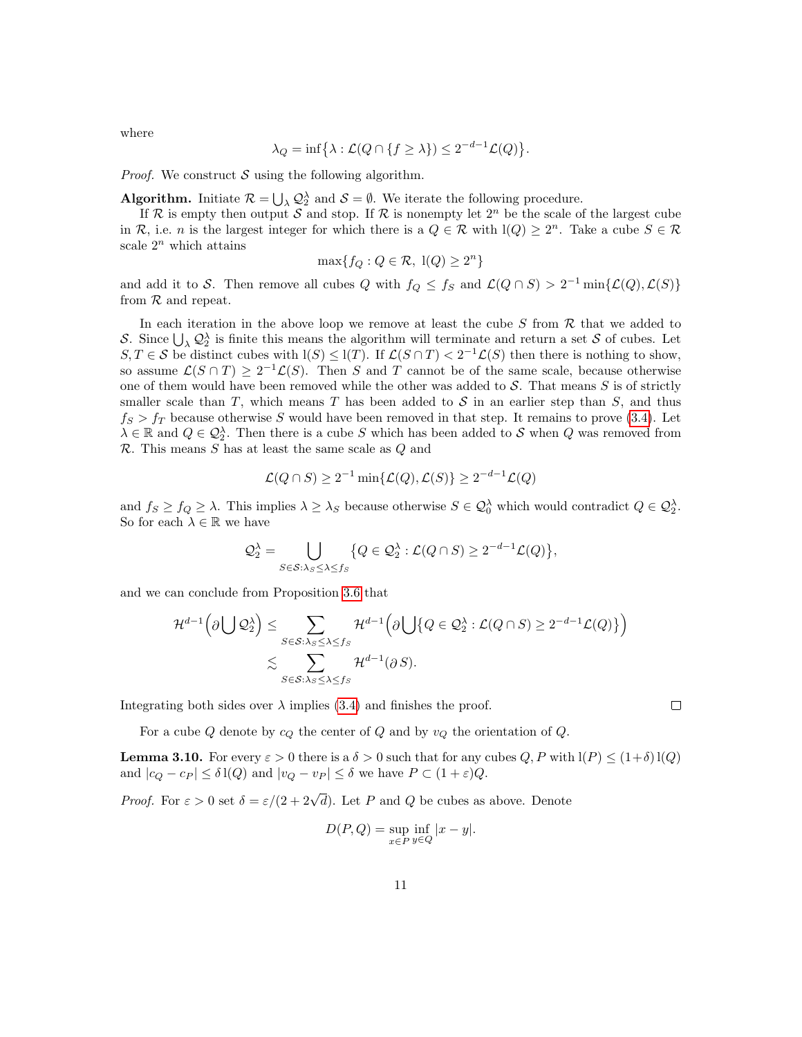where

$$\lambda_Q = \inf\{\lambda : \mathcal{L}(Q \cap \{f \geq \lambda\}) \leq 2^{-d-1}\mathcal{L}(Q)\}.$$

*Proof.* We construct $\mathcal{S}$ using the following algorithm.

**Algorithm.** Initiate $\mathcal{R} = \bigcup_\lambda \mathcal{Q}_2^\lambda$ and $\mathcal{S} = \emptyset$. We iterate the following procedure.

If $\mathcal{R}$ is empty then output $\mathcal{S}$ and stop. If $\mathcal{R}$ is nonempty let $2^n$ be the scale of the largest cube in $\mathcal{R}$, i.e. $n$ is the largest integer for which there is a $Q \in \mathcal{R}$ with $\mathrm{l}(Q) \geq 2^n$. Take a cube $S \in \mathcal{R}$ scale $2^n$ which attains

$$\max\{f_Q : Q \in \mathcal{R},\ \mathrm{l}(Q) \geq 2^n\}$$

and add it to $\mathcal{S}$. Then remove all cubes $Q$ with $f_Q \leq f_S$ and $\mathcal{L}(Q \cap S) > 2^{-1}\min\{\mathcal{L}(Q), \mathcal{L}(S)\}$ from $\mathcal{R}$ and repeat.

In each iteration in the above loop we remove at least the cube $S$ from $\mathcal{R}$ that we added to $\mathcal{S}$. Since $\bigcup_\lambda \mathcal{Q}_2^\lambda$ is finite this means the algorithm will terminate and return a set $\mathcal{S}$ of cubes. Let $S, T \in \mathcal{S}$ be distinct cubes with $\mathrm{l}(S) \leq \mathrm{l}(T)$. If $\mathcal{L}(S \cap T) < 2^{-1}\mathcal{L}(S)$ then there is nothing to show, so assume $\mathcal{L}(S \cap T) \geq 2^{-1}\mathcal{L}(S)$. Then $S$ and $T$ cannot be of the same scale, because otherwise one of them would have been removed while the other was added to $\mathcal{S}$. That means $S$ is of strictly smaller scale than $T$, which means $T$ has been added to $\mathcal{S}$ in an earlier step than $S$, and thus $f_S > f_T$ because otherwise $S$ would have been removed in that step. It remains to prove (3.4). Let $\lambda \in \mathbb{R}$ and $Q \in \mathcal{Q}_2^\lambda$. Then there is a cube $S$ which has been added to $\mathcal{S}$ when $Q$ was removed from $\mathcal{R}$. This means $S$ has at least the same scale as $Q$ and

$$\mathcal{L}(Q \cap S) \geq 2^{-1}\min\{\mathcal{L}(Q), \mathcal{L}(S)\} \geq 2^{-d-1}\mathcal{L}(Q)$$

and $f_S \geq f_Q \geq \lambda$. This implies $\lambda \geq \lambda_S$ because otherwise $S \in \mathcal{Q}_0^\lambda$ which would contradict $Q \in \mathcal{Q}_2^\lambda$. So for each $\lambda \in \mathbb{R}$ we have

$$\mathcal{Q}_2^\lambda = \bigcup_{S \in \mathcal{S} : \lambda_S \leq \lambda \leq f_S} \{Q \in \mathcal{Q}_2^\lambda : \mathcal{L}(Q \cap S) \geq 2^{-d-1}\mathcal{L}(Q)\},$$

and we can conclude from Proposition 3.6 that

$$\begin{aligned}
\mathcal{H}^{d-1}\Big(\partial \bigcup \mathcal{Q}_2^\lambda\Big) &\leq \sum_{S \in \mathcal{S} : \lambda_S \leq \lambda \leq f_S} \mathcal{H}^{d-1}\Big(\partial \bigcup \{Q \in \mathcal{Q}_2^\lambda : \mathcal{L}(Q \cap S) \geq 2^{-d-1}\mathcal{L}(Q)\}\Big) \\
&\lesssim \sum_{S \in \mathcal{S} : \lambda_S \leq \lambda \leq f_S} \mathcal{H}^{d-1}(\partial S).
\end{aligned}$$

Integrating both sides over $\lambda$ implies (3.4) and finishes the proof. $\square$

For a cube $Q$ denote by $c_Q$ the center of $Q$ and by $v_Q$ the orientation of $Q$.

**Lemma 3.10.** *For every $\varepsilon > 0$ there is a $\delta > 0$ such that for any cubes $Q, P$ with $\mathrm{l}(P) \leq (1+\delta)\,\mathrm{l}(Q)$ and $|c_Q - c_P| \leq \delta\,\mathrm{l}(Q)$ and $|v_Q - v_P| \leq \delta$ we have $P \subset (1+\varepsilon)Q$.*

*Proof.* For $\varepsilon > 0$ set $\delta = \varepsilon/(2 + 2\sqrt{d})$. Let $P$ and $Q$ be cubes as above. Denote

$$D(P, Q) = \sup_{x \in P} \inf_{y \in Q} |x - y|.$$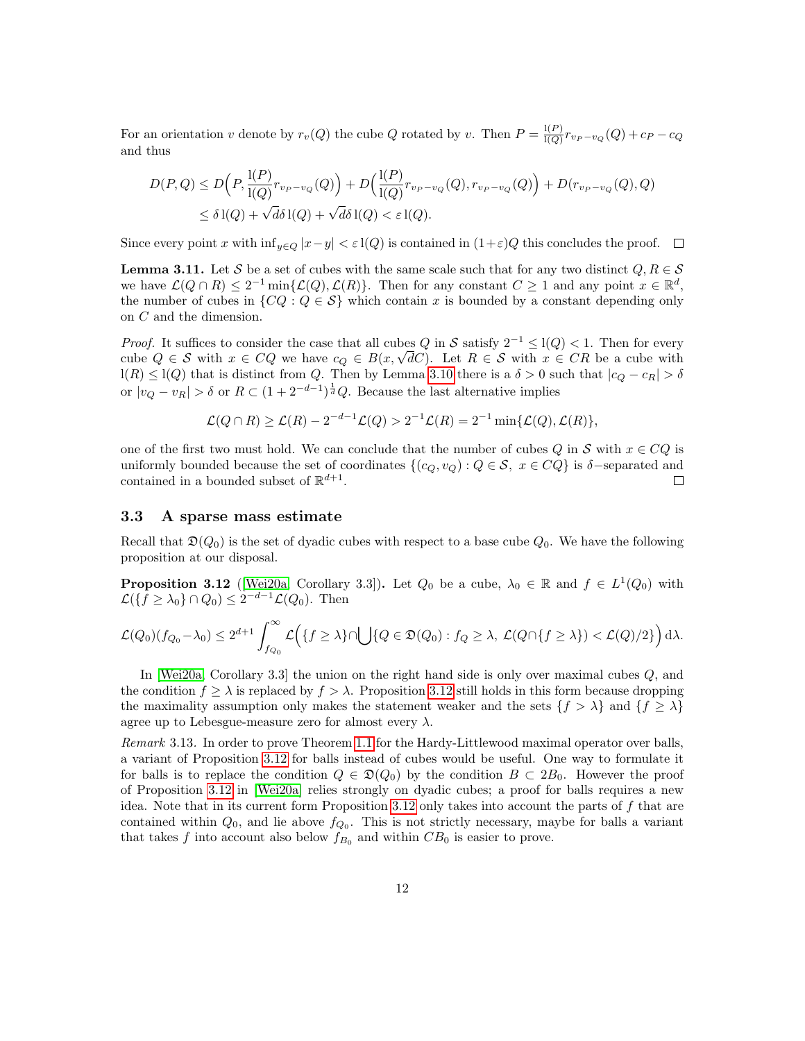For an orientation $v$ denote by $r_v(Q)$ the cube $Q$ rotated by $v$. Then $P = \frac{\mathrm{l}(P)}{\mathrm{l}(Q)} r_{v_P - v_Q}(Q) + c_P - c_Q$ and thus

$$
\begin{aligned}
D(P,Q) &\leq D\Big(P, \frac{\mathrm{l}(P)}{\mathrm{l}(Q)} r_{v_P - v_Q}(Q)\Big) + D\Big(\frac{\mathrm{l}(P)}{\mathrm{l}(Q)} r_{v_P - v_Q}(Q), r_{v_P - v_Q}(Q)\Big) + D(r_{v_P - v_Q}(Q), Q) \\
&\leq \delta\,\mathrm{l}(Q) + \sqrt{d}\delta\,\mathrm{l}(Q) + \sqrt{d}\delta\,\mathrm{l}(Q) < \varepsilon\,\mathrm{l}(Q).
\end{aligned}
$$

Since every point $x$ with $\inf_{y\in Q} |x-y| < \varepsilon\,\mathrm{l}(Q)$ is contained in $(1+\varepsilon)Q$ this concludes the proof. $\square$

**Lemma 3.11.** Let $\mathcal{S}$ be a set of cubes with the same scale such that for any two distinct $Q, R \in \mathcal{S}$ we have $\mathcal{L}(Q \cap R) \leq 2^{-1} \min\{\mathcal{L}(Q), \mathcal{L}(R)\}$. Then for any constant $C \geq 1$ and any point $x \in \mathbb{R}^d$, the number of cubes in $\{CQ : Q \in \mathcal{S}\}$ which contain $x$ is bounded by a constant depending only on $C$ and the dimension.

*Proof.* It suffices to consider the case that all cubes $Q$ in $\mathcal{S}$ satisfy $2^{-1} \leq \mathrm{l}(Q) < 1$. Then for every cube $Q \in \mathcal{S}$ with $x \in CQ$ we have $c_Q \in B(x, \sqrt{d}C)$. Let $R \in \mathcal{S}$ with $x \in CR$ be a cube with $\mathrm{l}(R) \leq \mathrm{l}(Q)$ that is distinct from $Q$. Then by Lemma 3.10 there is a $\delta > 0$ such that $|c_Q - c_R| > \delta$ or $|v_Q - v_R| > \delta$ or $R \subset (1 + 2^{-d-1})^{\frac{1}{d}} Q$. Because the last alternative implies

$$
\mathcal{L}(Q \cap R) \geq \mathcal{L}(R) - 2^{-d-1}\mathcal{L}(Q) > 2^{-1}\mathcal{L}(R) = 2^{-1}\min\{\mathcal{L}(Q), \mathcal{L}(R)\},
$$

one of the first two must hold. We can conclude that the number of cubes $Q$ in $\mathcal{S}$ with $x \in CQ$ is uniformly bounded because the set of coordinates $\{(c_Q, v_Q) : Q \in \mathcal{S},\ x \in CQ\}$ is $\delta-$separated and contained in a bounded subset of $\mathbb{R}^{d+1}$. $\square$

### 3.3 A sparse mass estimate

Recall that $\mathfrak{D}(Q_0)$ is the set of dyadic cubes with respect to a base cube $Q_0$. We have the following proposition at our disposal.

**Proposition 3.12** ([Wei20a, Corollary 3.3])**.** Let $Q_0$ be a cube, $\lambda_0 \in \mathbb{R}$ and $f \in L^1(Q_0)$ with $\mathcal{L}(\{f \geq \lambda_0\} \cap Q_0) \leq 2^{-d-1}\mathcal{L}(Q_0)$. Then

$$
\mathcal{L}(Q_0)(f_{Q_0} - \lambda_0) \leq 2^{d+1} \int_{f_{Q_0}}^{\infty} \mathcal{L}\Big(\{f \geq \lambda\} \cap \bigcup \{Q \in \mathfrak{D}(Q_0) : f_Q \geq \lambda,\ \mathcal{L}(Q \cap \{f \geq \lambda\}) < \mathcal{L}(Q)/2\}\Big)\,\mathrm{d}\lambda.
$$

In [Wei20a, Corollary 3.3] the union on the right hand side is only over maximal cubes $Q$, and the condition $f \geq \lambda$ is replaced by $f > \lambda$. Proposition 3.12 still holds in this form because dropping the maximality assumption only makes the statement weaker and the sets $\{f > \lambda\}$ and $\{f \geq \lambda\}$ agree up to Lebesgue-measure zero for almost every $\lambda$.

*Remark* 3.13. In order to prove Theorem 1.1 for the Hardy-Littlewood maximal operator over balls, a variant of Proposition 3.12 for balls instead of cubes would be useful. One way to formulate it for balls is to replace the condition $Q \in \mathfrak{D}(Q_0)$ by the condition $B \subset 2B_0$. However the proof of Proposition 3.12 in [Wei20a] relies strongly on dyadic cubes; a proof for balls requires a new idea. Note that in its current form Proposition 3.12 only takes into account the parts of $f$ that are contained within $Q_0$, and lie above $f_{Q_0}$. This is not strictly necessary, maybe for balls a variant that takes $f$ into account also below $f_{B_0}$ and within $CB_0$ is easier to prove.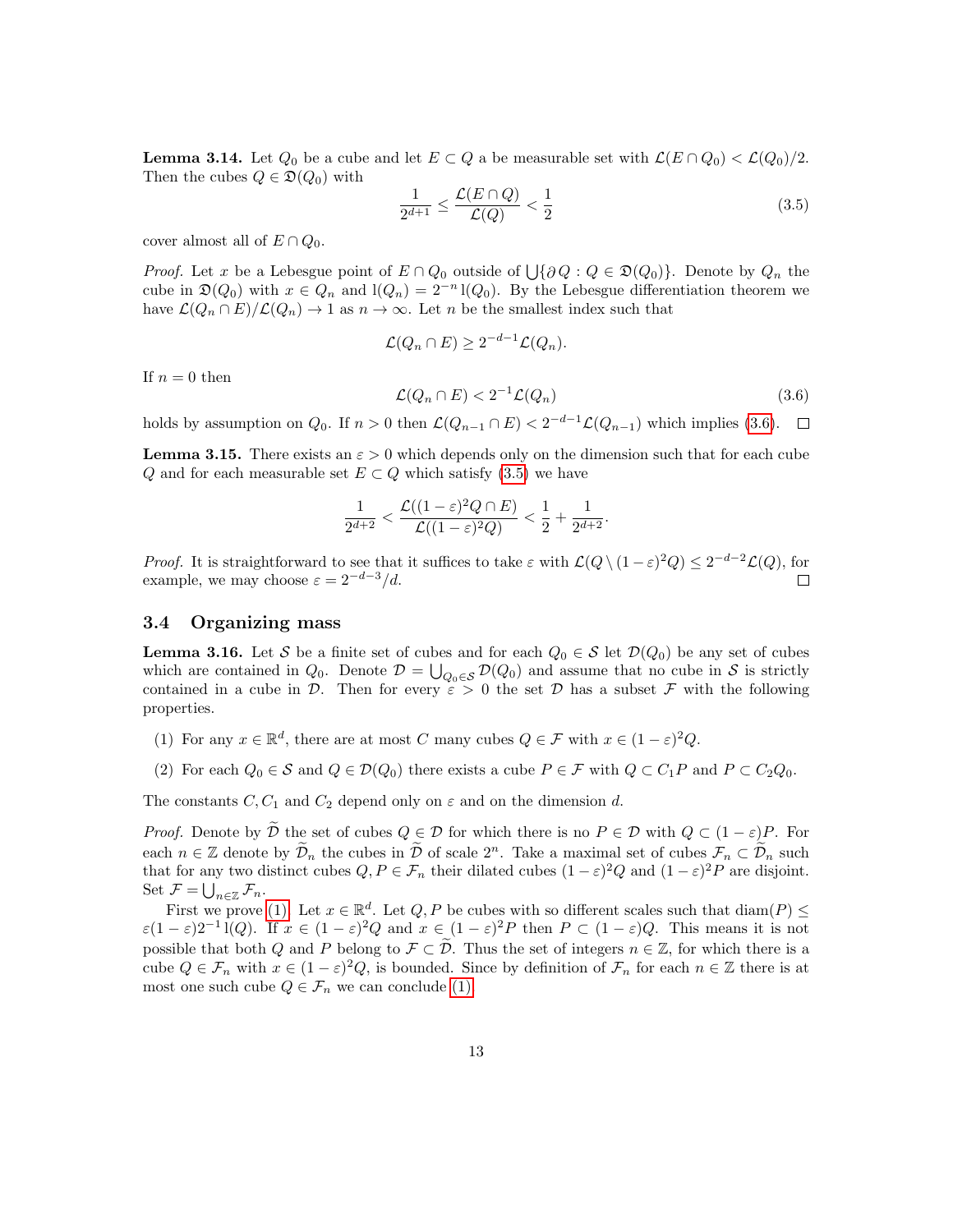**Lemma 3.14.** Let $Q_0$ be a cube and let $E \subset Q$ a be measurable set with $\mathcal{L}(E \cap Q_0) < \mathcal{L}(Q_0)/2$. Then the cubes $Q \in \mathfrak{D}(Q_0)$ with

$$\frac{1}{2^{d+1}} \leq \frac{\mathcal{L}(E \cap Q)}{\mathcal{L}(Q)} < \frac{1}{2} \tag{3.5}$$

cover almost all of $E \cap Q_0$.

*Proof.* Let $x$ be a Lebesgue point of $E \cap Q_0$ outside of $\bigcup\{\partial Q : Q \in \mathfrak{D}(Q_0)\}$. Denote by $Q_n$ the cube in $\mathfrak{D}(Q_0)$ with $x \in Q_n$ and $\mathrm{l}(Q_n) = 2^{-n}\,\mathrm{l}(Q_0)$. By the Lebesgue differentiation theorem we have $\mathcal{L}(Q_n \cap E)/\mathcal{L}(Q_n) \to 1$ as $n \to \infty$. Let $n$ be the smallest index such that

$$\mathcal{L}(Q_n \cap E) \geq 2^{-d-1}\mathcal{L}(Q_n).$$

If $n = 0$ then

$$\mathcal{L}(Q_n \cap E) < 2^{-1}\mathcal{L}(Q_n) \tag{3.6}$$

holds by assumption on $Q_0$. If $n > 0$ then $\mathcal{L}(Q_{n-1} \cap E) < 2^{-d-1}\mathcal{L}(Q_{n-1})$ which implies (3.6). $\square$

**Lemma 3.15.** There exists an $\varepsilon > 0$ which depends only on the dimension such that for each cube $Q$ and for each measurable set $E \subset Q$ which satisfy (3.5) we have

$$\frac{1}{2^{d+2}} < \frac{\mathcal{L}((1-\varepsilon)^2 Q \cap E)}{\mathcal{L}((1-\varepsilon)^2 Q)} < \frac{1}{2} + \frac{1}{2^{d+2}}.$$

*Proof.* It is straightforward to see that it suffices to take $\varepsilon$ with $\mathcal{L}(Q \setminus (1-\varepsilon)^2 Q) \leq 2^{-d-2}\mathcal{L}(Q)$, for example, we may choose $\varepsilon = 2^{-d-3}/d$. $\square$

### 3.4 Organizing mass

**Lemma 3.16.** Let $\mathcal{S}$ be a finite set of cubes and for each $Q_0 \in \mathcal{S}$ let $\mathcal{D}(Q_0)$ be any set of cubes which are contained in $Q_0$. Denote $\mathcal{D} = \bigcup_{Q_0 \in \mathcal{S}} \mathcal{D}(Q_0)$ and assume that no cube in $\mathcal{S}$ is strictly contained in a cube in $\mathcal{D}$. Then for every $\varepsilon > 0$ the set $\mathcal{D}$ has a subset $\mathcal{F}$ with the following properties.

(1) For any $x \in \mathbb{R}^d$, there are at most $C$ many cubes $Q \in \mathcal{F}$ with $x \in (1-\varepsilon)^2 Q$.

(2) For each $Q_0 \in \mathcal{S}$ and $Q \in \mathcal{D}(Q_0)$ there exists a cube $P \in \mathcal{F}$ with $Q \subset C_1 P$ and $P \subset C_2 Q_0$.

The constants $C, C_1$ and $C_2$ depend only on $\varepsilon$ and on the dimension $d$.

*Proof.* Denote by $\widetilde{\mathcal{D}}$ the set of cubes $Q \in \mathcal{D}$ for which there is no $P \in \mathcal{D}$ with $Q \subset (1-\varepsilon)P$. For each $n \in \mathbb{Z}$ denote by $\widetilde{\mathcal{D}}_n$ the cubes in $\widetilde{\mathcal{D}}$ of scale $2^n$. Take a maximal set of cubes $\mathcal{F}_n \subset \widetilde{\mathcal{D}}_n$ such that for any two distinct cubes $Q, P \in \mathcal{F}_n$ their dilated cubes $(1-\varepsilon)^2 Q$ and $(1-\varepsilon)^2 P$ are disjoint. Set $\mathcal{F} = \bigcup_{n \in \mathbb{Z}} \mathcal{F}_n$.

First we prove (1). Let $x \in \mathbb{R}^d$. Let $Q, P$ be cubes with so different scales such that $\operatorname{diam}(P) \leq \varepsilon(1-\varepsilon)2^{-1}\,\mathrm{l}(Q)$. If $x \in (1-\varepsilon)^2 Q$ and $x \in (1-\varepsilon)^2 P$ then $P \subset (1-\varepsilon)Q$. This means it is not possible that both $Q$ and $P$ belong to $\mathcal{F} \subset \widetilde{\mathcal{D}}$. Thus the set of integers $n \in \mathbb{Z}$, for which there is a cube $Q \in \mathcal{F}_n$ with $x \in (1-\varepsilon)^2 Q$, is bounded. Since by definition of $\mathcal{F}_n$ for each $n \in \mathbb{Z}$ there is at most one such cube $Q \in \mathcal{F}_n$ we can conclude (1).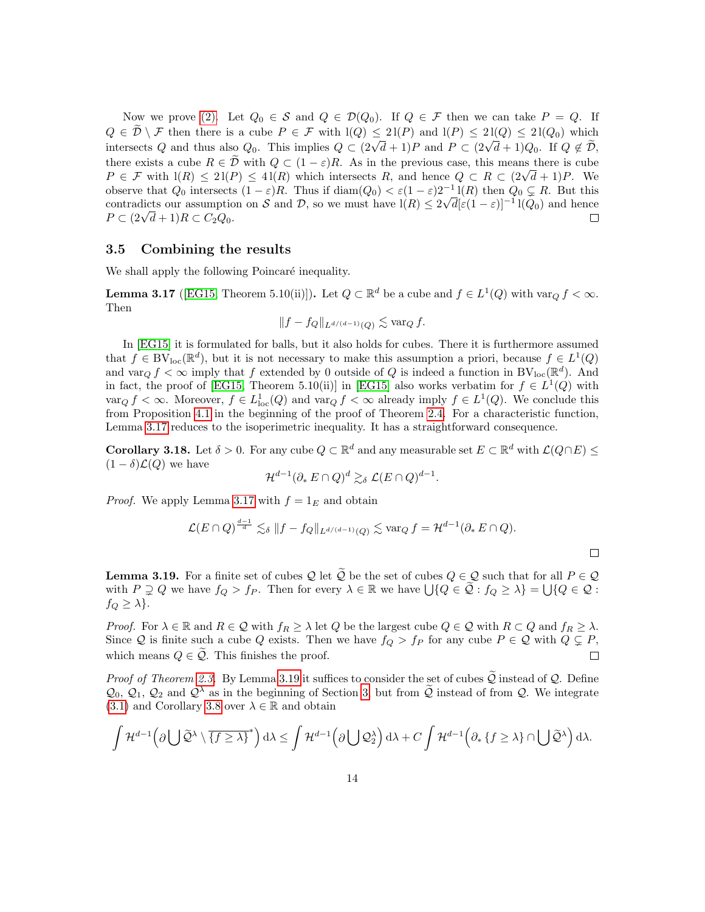Now we prove (2). Let $Q_0 \in \mathcal{S}$ and $Q \in \mathcal{D}(Q_0)$. If $Q \in \mathcal{F}$ then we can take $P = Q$. If $Q \in \widetilde{\mathcal{D}} \setminus \mathcal{F}$ then there is a cube $P \in \mathcal{F}$ with $\mathrm{l}(Q) \leq 2\,\mathrm{l}(P)$ and $\mathrm{l}(P) \leq 2\,\mathrm{l}(Q) \leq 2\,\mathrm{l}(Q_0)$ which intersects $Q$ and thus also $Q_0$. This implies $Q \subset (2\sqrt{d}+1)P$ and $P \subset (2\sqrt{d}+1)Q_0$. If $Q \notin \widetilde{\mathcal{D}}$, there exists a cube $R \in \widetilde{\mathcal{D}}$ with $Q \subset (1-\varepsilon)R$. As in the previous case, this means there is cube $P \in \mathcal{F}$ with $\mathrm{l}(R) \leq 2\,\mathrm{l}(P) \leq 4\,\mathrm{l}(R)$ which intersects $R$, and hence $Q \subset R \subset (2\sqrt{d}+1)P$. We observe that $Q_0$ intersects $(1-\varepsilon)R$. Thus if $\operatorname{diam}(Q_0) < \varepsilon(1-\varepsilon)2^{-1}\,\mathrm{l}(R)$ then $Q_0 \subsetneq R$. But this contradicts our assumption on $\mathcal{S}$ and $\mathcal{D}$, so we must have $\mathrm{l}(R) \leq 2\sqrt{d}[\varepsilon(1-\varepsilon)]^{-1}\,\mathrm{l}(Q_0)$ and hence $P \subset (2\sqrt{d}+1)R \subset C_2 Q_0$. ☐

## 3.5 Combining the results

We shall apply the following Poincaré inequality.

**Lemma 3.17** ([EG15, Theorem 5.10(ii)])**.** Let $Q \subset \mathbb{R}^d$ be a cube and $f \in L^1(Q)$ with $\operatorname{var}_Q f < \infty$. Then

$$\|f - f_Q\|_{L^{d/(d-1)}(Q)} \lesssim \operatorname{var}_Q f.$$

In [EG15] it is formulated for balls, but it also holds for cubes. There it is furthermore assumed that $f \in \mathrm{BV}_{\mathrm{loc}}(\mathbb{R}^d)$, but it is not necessary to make this assumption a priori, because $f \in L^1(Q)$ and $\operatorname{var}_Q f < \infty$ imply that $f$ extended by 0 outside of $Q$ is indeed a function in $\mathrm{BV}_{\mathrm{loc}}(\mathbb{R}^d)$. And in fact, the proof of [EG15, Theorem 5.10(ii)] in [EG15] also works verbatim for $f \in L^1(Q)$ with $\operatorname{var}_Q f < \infty$. Moreover, $f \in L^1_{\mathrm{loc}}(Q)$ and $\operatorname{var}_Q f < \infty$ already imply $f \in L^1(Q)$. We conclude this from Proposition 4.1 in the beginning of the proof of Theorem 2.4. For a characteristic function, Lemma 3.17 reduces to the isoperimetric inequality. It has a straightforward consequence.

**Corollary 3.18.** Let $\delta > 0$. For any cube $Q \subset \mathbb{R}^d$ and any measurable set $E \subset \mathbb{R}^d$ with $\mathcal{L}(Q \cap E) \leq (1-\delta)\mathcal{L}(Q)$ we have

$$\mathcal{H}^{d-1}(\partial_* E \cap Q)^d \gtrsim_\delta \mathcal{L}(E \cap Q)^{d-1}.$$

*Proof.* We apply Lemma 3.17 with $f = 1_E$ and obtain

$$\mathcal{L}(E \cap Q)^{\frac{d-1}{d}} \lesssim_\delta \|f - f_Q\|_{L^{d/(d-1)}(Q)} \lesssim \operatorname{var}_Q f = \mathcal{H}^{d-1}(\partial_* E \cap Q).$$

☐

**Lemma 3.19.** For a finite set of cubes $\mathcal{Q}$ let $\widetilde{\mathcal{Q}}$ be the set of cubes $Q \in \mathcal{Q}$ such that for all $P \in \mathcal{Q}$ with $P \supsetneq Q$ we have $f_Q > f_P$. Then for every $\lambda \in \mathbb{R}$ we have $\bigcup\{Q \in \widetilde{\mathcal{Q}} : f_Q \geq \lambda\} = \bigcup\{Q \in \mathcal{Q} : f_Q \geq \lambda\}$.

*Proof.* For $\lambda \in \mathbb{R}$ and $R \in \mathcal{Q}$ with $f_R \geq \lambda$ let $Q$ be the largest cube $Q \in \mathcal{Q}$ with $R \subset Q$ and $f_R \geq \lambda$. Since $\mathcal{Q}$ is finite such a cube $Q$ exists. Then we have $f_Q > f_P$ for any cube $P \in \mathcal{Q}$ with $Q \subsetneq P$, which means $Q \in \widetilde{\mathcal{Q}}$. This finishes the proof. ☐

*Proof of Theorem 2.3.* By Lemma 3.19 it suffices to consider the set of cubes $\widetilde{\mathcal{Q}}$ instead of $\mathcal{Q}$. Define $\mathcal{Q}_0$, $\mathcal{Q}_1$, $\mathcal{Q}_2$ and $\mathcal{Q}^\lambda$ as in the beginning of Section 3 but from $\widetilde{\mathcal{Q}}$ instead of from $\mathcal{Q}$. We integrate (3.1) and Corollary 3.8 over $\lambda \in \mathbb{R}$ and obtain

$$\int \mathcal{H}^{d-1}\Big(\partial \bigcup \widetilde{\mathcal{Q}}^\lambda \setminus \overline{\{f \geq \lambda\}}^*\Big)\,\mathrm{d}\lambda \leq \int \mathcal{H}^{d-1}\Big(\partial \bigcup \mathcal{Q}_2^\lambda\Big)\,\mathrm{d}\lambda + C \int \mathcal{H}^{d-1}\Big(\partial_* \{f \geq \lambda\} \cap \bigcup \widetilde{\mathcal{Q}}^\lambda\Big)\,\mathrm{d}\lambda.$$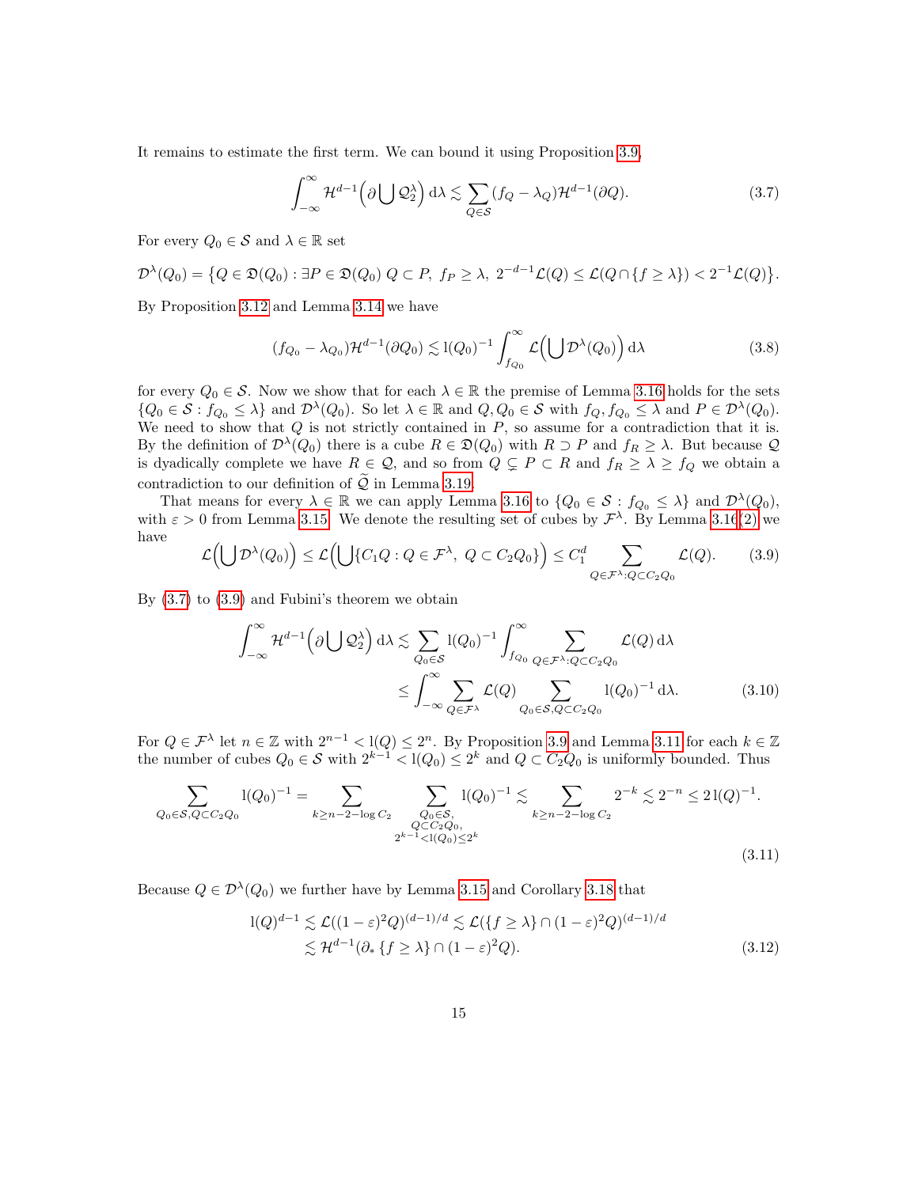It remains to estimate the first term. We can bound it using Proposition 3.9,

$$\int_{-\infty}^{\infty} \mathcal{H}^{d-1}\Big(\partial \bigcup \mathcal{Q}_2^\lambda\Big)\, \mathrm{d}\lambda \lesssim \sum_{Q\in\mathcal{S}} (f_Q - \lambda_Q)\mathcal{H}^{d-1}(\partial Q). \tag{3.7}$$

For every $Q_0 \in \mathcal{S}$ and $\lambda \in \mathbb{R}$ set

$$\mathcal{D}^\lambda(Q_0) = \big\{Q \in \mathfrak{D}(Q_0) : \exists P \in \mathfrak{D}(Q_0)\ Q \subset P,\ f_P \geq \lambda,\ 2^{-d-1}\mathcal{L}(Q) \leq \mathcal{L}(Q \cap \{f \geq \lambda\}) < 2^{-1}\mathcal{L}(Q)\big\}.$$

By Proposition 3.12 and Lemma 3.14 we have

$$(f_{Q_0} - \lambda_{Q_0})\mathcal{H}^{d-1}(\partial Q_0) \lesssim \mathrm{l}(Q_0)^{-1} \int_{f_{Q_0}}^{\infty} \mathcal{L}\Big(\bigcup \mathcal{D}^\lambda(Q_0)\Big)\, \mathrm{d}\lambda \tag{3.8}$$

for every $Q_0 \in \mathcal{S}$. Now we show that for each $\lambda \in \mathbb{R}$ the premise of Lemma 3.16 holds for the sets $\{Q_0 \in \mathcal{S} : f_{Q_0} \leq \lambda\}$ and $\mathcal{D}^\lambda(Q_0)$. So let $\lambda \in \mathbb{R}$ and $Q, Q_0 \in \mathcal{S}$ with $f_Q, f_{Q_0} \leq \lambda$ and $P \in \mathcal{D}^\lambda(Q_0)$. We need to show that $Q$ is not strictly contained in $P$, so assume for a contradiction that it is. By the definition of $\mathcal{D}^\lambda(Q_0)$ there is a cube $R \in \mathfrak{D}(Q_0)$ with $R \supset P$ and $f_R \geq \lambda$. But because $\mathcal{Q}$ is dyadically complete we have $R \in \mathcal{Q}$, and so from $Q \subsetneq P \subset R$ and $f_R \geq \lambda \geq f_Q$ we obtain a contradiction to our definition of $\widetilde{\mathcal{Q}}$ in Lemma 3.19.

That means for every $\lambda \in \mathbb{R}$ we can apply Lemma 3.16 to $\{Q_0 \in \mathcal{S} : f_{Q_0} \leq \lambda\}$ and $\mathcal{D}^\lambda(Q_0)$, with $\varepsilon > 0$ from Lemma 3.15. We denote the resulting set of cubes by $\mathcal{F}^\lambda$. By Lemma 3.16(2) we have

$$\mathcal{L}\Big(\bigcup \mathcal{D}^\lambda(Q_0)\Big) \leq \mathcal{L}\Big(\bigcup \{C_1 Q : Q \in \mathcal{F}^\lambda,\ Q \subset C_2 Q_0\}\Big) \leq C_1^d \sum_{Q\in\mathcal{F}^\lambda : Q\subset C_2 Q_0} \mathcal{L}(Q). \tag{3.9}$$

By (3.7) to (3.9) and Fubini's theorem we obtain

$$\begin{aligned}
\int_{-\infty}^{\infty} \mathcal{H}^{d-1}\Big(\partial \bigcup \mathcal{Q}_2^\lambda\Big)\, \mathrm{d}\lambda &\lesssim \sum_{Q_0\in\mathcal{S}} \mathrm{l}(Q_0)^{-1} \int_{f_{Q_0}}^{\infty} \sum_{Q\in\mathcal{F}^\lambda : Q\subset C_2 Q_0} \mathcal{L}(Q)\, \mathrm{d}\lambda \\
&\leq \int_{-\infty}^{\infty} \sum_{Q\in\mathcal{F}^\lambda} \mathcal{L}(Q) \sum_{Q_0\in\mathcal{S}, Q\subset C_2 Q_0} \mathrm{l}(Q_0)^{-1}\, \mathrm{d}\lambda.
\end{aligned} \tag{3.10}$$

For $Q \in \mathcal{F}^\lambda$ let $n \in \mathbb{Z}$ with $2^{n-1} < \mathrm{l}(Q) \leq 2^n$. By Proposition 3.9 and Lemma 3.11 for each $k \in \mathbb{Z}$ the number of cubes $Q_0 \in \mathcal{S}$ with $2^{k-1} < \mathrm{l}(Q_0) \leq 2^k$ and $Q \subset C_2 Q_0$ is uniformly bounded. Thus

$$\sum_{Q_0\in\mathcal{S}, Q\subset C_2 Q_0} \mathrm{l}(Q_0)^{-1} = \sum_{k \geq n-2-\log C_2} \sum_{\substack{Q_0\in\mathcal{S},\\ Q\subset C_2 Q_0,\\ 2^{k-1}<\mathrm{l}(Q_0)\leq 2^k}} \mathrm{l}(Q_0)^{-1} \lesssim \sum_{k\geq n-2-\log C_2} 2^{-k} \lesssim 2^{-n} \leq 2\,\mathrm{l}(Q)^{-1}. \tag{3.11}$$

Because $Q \in \mathcal{D}^\lambda(Q_0)$ we further have by Lemma 3.15 and Corollary 3.18 that

$$\begin{aligned}
\mathrm{l}(Q)^{d-1} &\lesssim \mathcal{L}((1-\varepsilon)^2 Q)^{(d-1)/d} \lesssim \mathcal{L}(\{f \geq \lambda\} \cap (1-\varepsilon)^2 Q)^{(d-1)/d} \\
&\lesssim \mathcal{H}^{d-1}(\partial_* \{f \geq \lambda\} \cap (1-\varepsilon)^2 Q).
\end{aligned} \tag{3.12}$$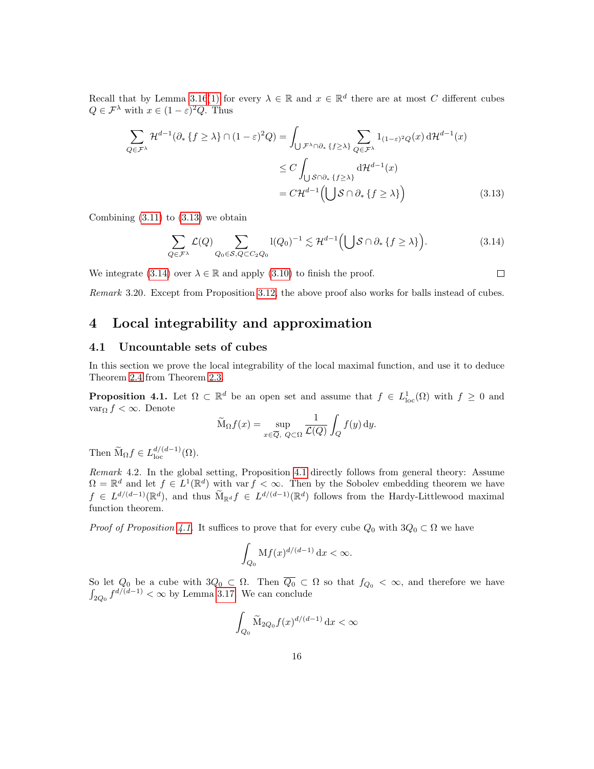Recall that by Lemma 3.16(1) for every $\lambda \in \mathbb{R}$ and $x \in \mathbb{R}^d$ there are at most $C$ different cubes $Q \in \mathcal{F}^\lambda$ with $x \in (1-\varepsilon)^2 Q$. Thus

$$\begin{aligned}
\sum_{Q\in\mathcal{F}^\lambda} \mathcal{H}^{d-1}(\partial_* \{f \geq \lambda\} \cap (1-\varepsilon)^2 Q) &= \int_{\bigcup \mathcal{F}^\lambda \cap \partial_* \{f\geq\lambda\}} \sum_{Q\in\mathcal{F}^\lambda} 1_{(1-\varepsilon)^2 Q}(x) \,\mathrm{d}\mathcal{H}^{d-1}(x) \\
&\leq C \int_{\bigcup \mathcal{S} \cap \partial_* \{f\geq\lambda\}} \mathrm{d}\mathcal{H}^{d-1}(x) \\
&= C\mathcal{H}^{d-1}\Big(\bigcup \mathcal{S} \cap \partial_* \{f \geq \lambda\}\Big)
\end{aligned} \tag{3.13}$$

Combining (3.11) to (3.13) we obtain

$$\sum_{Q\in\mathcal{F}^\lambda} \mathcal{L}(Q) \sum_{Q_0\in\mathcal{S}, Q\subset C_2 Q_0} \mathrm{l}(Q_0)^{-1} \lesssim \mathcal{H}^{d-1}\Big(\bigcup \mathcal{S} \cap \partial_* \{f \geq \lambda\}\Big). \tag{3.14}$$

We integrate (3.14) over $\lambda \in \mathbb{R}$ and apply (3.10) to finish the proof. $\square$

*Remark* 3.20. Except from Proposition 3.12, the above proof also works for balls instead of cubes.

# 4 Local integrability and approximation

## 4.1 Uncountable sets of cubes

In this section we prove the local integrability of the local maximal function, and use it to deduce Theorem 2.4 from Theorem 2.3.

**Proposition 4.1.** Let $\Omega \subset \mathbb{R}^d$ be an open set and assume that $f \in L^1_{\mathrm{loc}}(\Omega)$ with $f \geq 0$ and $\mathrm{var}_\Omega f < \infty$. Denote

$$\widetilde{\mathrm{M}}_\Omega f(x) = \sup_{x\in\overline{Q},\ Q\subset\Omega} \frac{1}{\mathcal{L}(Q)} \int_Q f(y)\,\mathrm{d}y.$$

Then $\widetilde{\mathrm{M}}_\Omega f \in L^{d/(d-1)}_{\mathrm{loc}}(\Omega)$.

*Remark* 4.2. In the global setting, Proposition 4.1 directly follows from general theory: Assume $\Omega = \mathbb{R}^d$ and let $f \in L^1(\mathbb{R}^d)$ with $\mathrm{var}\, f < \infty$. Then by the Sobolev embedding theorem we have $f \in L^{d/(d-1)}(\mathbb{R}^d)$, and thus $\widetilde{\mathrm{M}}_{\mathbb{R}^d} f \in L^{d/(d-1)}(\mathbb{R}^d)$ follows from the Hardy-Littlewood maximal function theorem.

*Proof of Proposition 4.1.* It suffices to prove that for every cube $Q_0$ with $3Q_0 \subset \Omega$ we have

$$\int_{Q_0} \mathrm{M}f(x)^{d/(d-1)}\,\mathrm{d}x < \infty.$$

So let $Q_0$ be a cube with $3Q_0 \subset \Omega$. Then $\overline{Q_0} \subset \Omega$ so that $f_{Q_0} < \infty$, and therefore we have $\int_{2Q_0} f^{d/(d-1)} < \infty$ by Lemma 3.17. We can conclude

$$\int_{Q_0} \widetilde{\mathrm{M}}_{2Q_0} f(x)^{d/(d-1)}\,\mathrm{d}x < \infty$$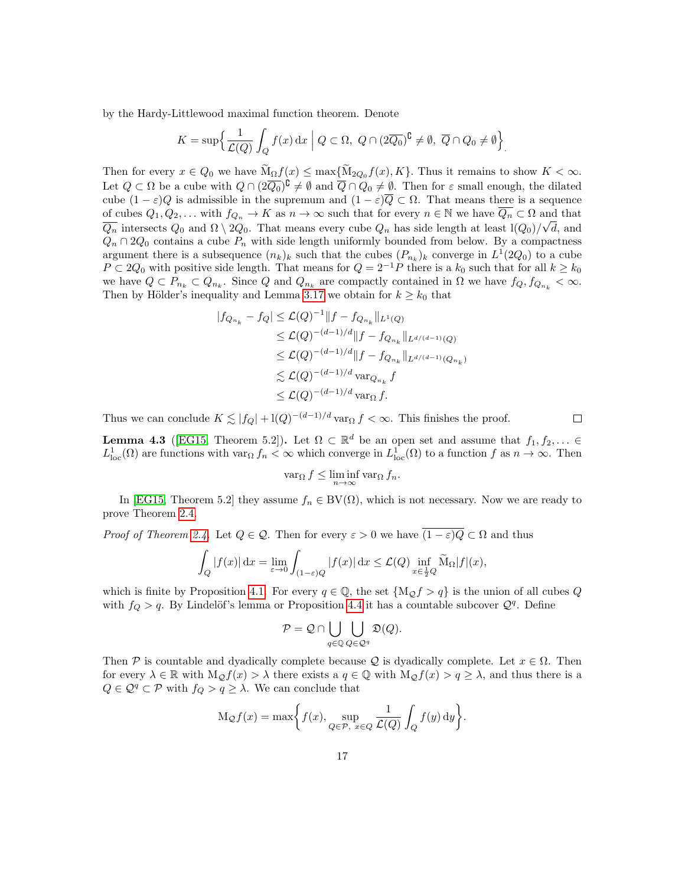by the Hardy-Littlewood maximal function theorem. Denote

$$K = \sup\Big\{ \frac{1}{\mathcal{L}(Q)} \int_Q f(x)\,\mathrm{d}x \;\Big|\; Q \subset \Omega,\ Q \cap (2\overline{Q_0})^\complement \neq \emptyset,\ \overline{Q} \cap Q_0 \neq \emptyset \Big\}.$$

Then for every $x \in Q_0$ we have $\widetilde{\mathrm{M}}_\Omega f(x) \leq \max\{\widetilde{\mathrm{M}}_{2Q_0} f(x), K\}$. Thus it remains to show $K < \infty$. Let $Q \subset \Omega$ be a cube with $Q \cap (2\overline{Q_0})^\complement \neq \emptyset$ and $\overline{Q} \cap Q_0 \neq \emptyset$. Then for $\varepsilon$ small enough, the dilated cube $(1-\varepsilon)Q$ is admissible in the supremum and $(1-\varepsilon)\overline{Q} \subset \Omega$. That means there is a sequence of cubes $Q_1, Q_2, \dots$ with $f_{Q_n} \to K$ as $n \to \infty$ such that for every $n \in \mathbb{N}$ we have $\overline{Q_n} \subset \Omega$ and that $\overline{Q_n}$ intersects $Q_0$ and $\Omega \setminus 2Q_0$. That means every cube $Q_n$ has side length at least $\mathrm{l}(Q_0)/\sqrt{d}$, and $Q_n \cap 2Q_0$ contains a cube $P_n$ with side length uniformly bounded from below. By a compactness argument there is a subsequence $(n_k)_k$ such that the cubes $(P_{n_k})_k$ converge in $L^1(2Q_0)$ to a cube $P \subset 2Q_0$ with positive side length. That means for $Q = 2^{-1}P$ there is a $k_0$ such that for all $k \geq k_0$ we have $Q \subset P_{n_k} \subset Q_{n_k}$. Since $Q$ and $Q_{n_k}$ are compactly contained in $\Omega$ we have $f_Q, f_{Q_{n_k}} < \infty$. Then by Hölder's inequality and Lemma 3.17 we obtain for $k \geq k_0$ that

$$\begin{aligned}
|f_{Q_{n_k}} - f_Q| &\leq \mathcal{L}(Q)^{-1} \|f - f_{Q_{n_k}}\|_{L^1(Q)} \\
&\leq \mathcal{L}(Q)^{-(d-1)/d} \|f - f_{Q_{n_k}}\|_{L^{d/(d-1)}(Q)} \\
&\leq \mathcal{L}(Q)^{-(d-1)/d} \|f - f_{Q_{n_k}}\|_{L^{d/(d-1)}(Q_{n_k})} \\
&\lesssim \mathcal{L}(Q)^{-(d-1)/d} \operatorname{var}_{Q_{n_k}} f \\
&\leq \mathcal{L}(Q)^{-(d-1)/d} \operatorname{var}_\Omega f.
\end{aligned}$$

Thus we can conclude $K \lesssim |f_Q| + \mathrm{l}(Q)^{-(d-1)/d} \operatorname{var}_\Omega f < \infty$. This finishes the proof. $\square$

**Lemma 4.3** ([EG15, Theorem 5.2])**.** Let $\Omega \subset \mathbb{R}^d$ be an open set and assume that $f_1, f_2, \dots \in L^1_{\mathrm{loc}}(\Omega)$ are functions with $\operatorname{var}_\Omega f_n < \infty$ which converge in $L^1_{\mathrm{loc}}(\Omega)$ to a function $f$ as $n \to \infty$. Then

$$\operatorname{var}_\Omega f \leq \liminf_{n\to\infty} \operatorname{var}_\Omega f_n.$$

In [EG15, Theorem 5.2] they assume $f_n \in \mathrm{BV}(\Omega)$, which is not necessary. Now we are ready to prove Theorem 2.4.

*Proof of Theorem 2.4.* Let $Q \in \mathcal{Q}$. Then for every $\varepsilon > 0$ we have $\overline{(1-\varepsilon)Q} \subset \Omega$ and thus

$$\int_Q |f(x)|\,\mathrm{d}x = \lim_{\varepsilon\to 0} \int_{(1-\varepsilon)Q} |f(x)|\,\mathrm{d}x \leq \mathcal{L}(Q) \inf_{x \in \frac{1}{2}Q} \widetilde{\mathrm{M}}_\Omega |f|(x),$$

which is finite by Proposition 4.1. For every $q \in \mathbb{Q}$, the set $\{\mathrm{M}_\mathcal{Q} f > q\}$ is the union of all cubes $Q$ with $f_Q > q$. By Lindelöf's lemma or Proposition 4.4 it has a countable subcover $\mathcal{Q}^q$. Define

$$\mathcal{P} = \mathcal{Q} \cap \bigcup_{q\in\mathbb{Q}} \bigcup_{Q\in\mathcal{Q}^q} \mathfrak{D}(Q).$$

Then $\mathcal{P}$ is countable and dyadically complete because $\mathcal{Q}$ is dyadically complete. Let $x \in \Omega$. Then for every $\lambda \in \mathbb{R}$ with $\mathrm{M}_\mathcal{Q} f(x) > \lambda$ there exists a $q \in \mathbb{Q}$ with $\mathrm{M}_\mathcal{Q} f(x) > q \geq \lambda$, and thus there is a $Q \in \mathcal{Q}^q \subset \mathcal{P}$ with $f_Q > q \geq \lambda$. We can conclude that

$$\mathrm{M}_\mathcal{Q} f(x) = \max\Big\{ f(x), \sup_{Q\in\mathcal{P},\ x\in Q} \frac{1}{\mathcal{L}(Q)} \int_Q f(y)\,\mathrm{d}y \Big\}.$$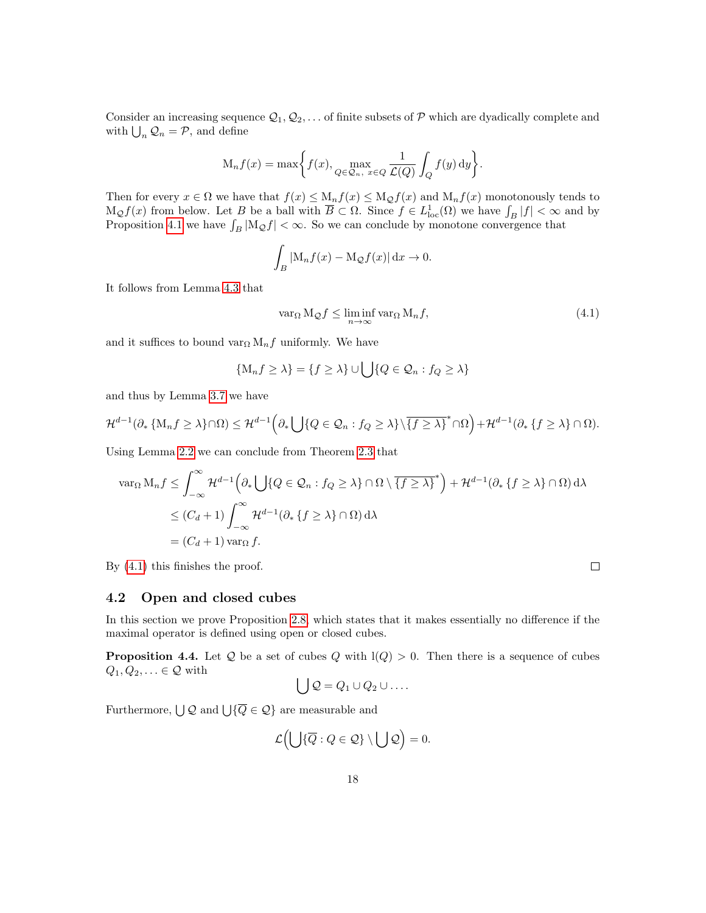Consider an increasing sequence $\mathcal{Q}_1, \mathcal{Q}_2, \dots$ of finite subsets of $\mathcal{P}$ which are dyadically complete and with $\bigcup_n \mathcal{Q}_n = \mathcal{P}$, and define

$$\mathrm{M}_n f(x) = \max\biggl\{ f(x), \max_{Q \in \mathcal{Q}_n,\ x \in Q} \frac{1}{\mathcal{L}(Q)} \int_Q f(y)\,\mathrm{d}y \biggr\}.$$

Then for every $x \in \Omega$ we have that $f(x) \le \mathrm{M}_n f(x) \le \mathrm{M}_{\mathcal{Q}} f(x)$ and $\mathrm{M}_n f(x)$ monotonously tends to $\mathrm{M}_{\mathcal{Q}} f(x)$ from below. Let $B$ be a ball with $\overline{B} \subset \Omega$. Since $f \in L^1_{\mathrm{loc}}(\Omega)$ we have $\int_B |f| < \infty$ and by Proposition 4.1 we have $\int_B |\mathrm{M}_{\mathcal{Q}} f| < \infty$. So we can conclude by monotone convergence that

$$\int_B |\mathrm{M}_n f(x) - \mathrm{M}_{\mathcal{Q}} f(x)|\,\mathrm{d}x \to 0.$$

It follows from Lemma 4.3 that

$$\operatorname{var}_\Omega \mathrm{M}_{\mathcal{Q}} f \le \liminf_{n \to \infty} \operatorname{var}_\Omega \mathrm{M}_n f, \tag{4.1}$$

and it suffices to bound $\operatorname{var}_\Omega \mathrm{M}_n f$ uniformly. We have

$$\{\mathrm{M}_n f \ge \lambda\} = \{f \ge \lambda\} \cup \bigcup \{Q \in \mathcal{Q}_n : f_Q \ge \lambda\}$$

and thus by Lemma 3.7 we have

$$\mathcal{H}^{d-1}(\partial_* \{\mathrm{M}_n f \ge \lambda\} \cap \Omega) \le \mathcal{H}^{d-1}\Bigl(\partial_* \bigcup \{Q \in \mathcal{Q}_n : f_Q \ge \lambda\} \setminus \overline{\{f \ge \lambda\}}^* \cap \Omega\Bigr) + \mathcal{H}^{d-1}(\partial_* \{f \ge \lambda\} \cap \Omega).$$

Using Lemma 2.2 we can conclude from Theorem 2.3 that

$$\begin{aligned}
\operatorname{var}_\Omega \mathrm{M}_n f &\le \int_{-\infty}^{\infty} \mathcal{H}^{d-1}\Bigl(\partial_* \bigcup \{Q \in \mathcal{Q}_n : f_Q \ge \lambda\} \cap \Omega \setminus \overline{\{f \ge \lambda\}}^*\Bigr) + \mathcal{H}^{d-1}(\partial_* \{f \ge \lambda\} \cap \Omega)\,\mathrm{d}\lambda \\
&\le (C_d + 1) \int_{-\infty}^{\infty} \mathcal{H}^{d-1}(\partial_* \{f \ge \lambda\} \cap \Omega)\,\mathrm{d}\lambda \\
&= (C_d + 1) \operatorname{var}_\Omega f.
\end{aligned}$$

By (4.1) this finishes the proof. $\square$

### 4.2 Open and closed cubes

In this section we prove Proposition 2.8, which states that it makes essentially no difference if the maximal operator is defined using open or closed cubes.

**Proposition 4.4.** Let $\mathcal{Q}$ be a set of cubes $Q$ with $\mathrm{l}(Q) > 0$. Then there is a sequence of cubes $Q_1, Q_2, \ldots \in \mathcal{Q}$ with

$$\bigcup \mathcal{Q} = Q_1 \cup Q_2 \cup \ldots.$$

Furthermore, $\bigcup \mathcal{Q}$ and $\bigcup \{\overline{Q} \in \mathcal{Q}\}$ are measurable and

$$\mathcal{L}\Bigl(\bigcup \{\overline{Q} : Q \in \mathcal{Q}\} \setminus \bigcup \mathcal{Q}\Bigr) = 0.$$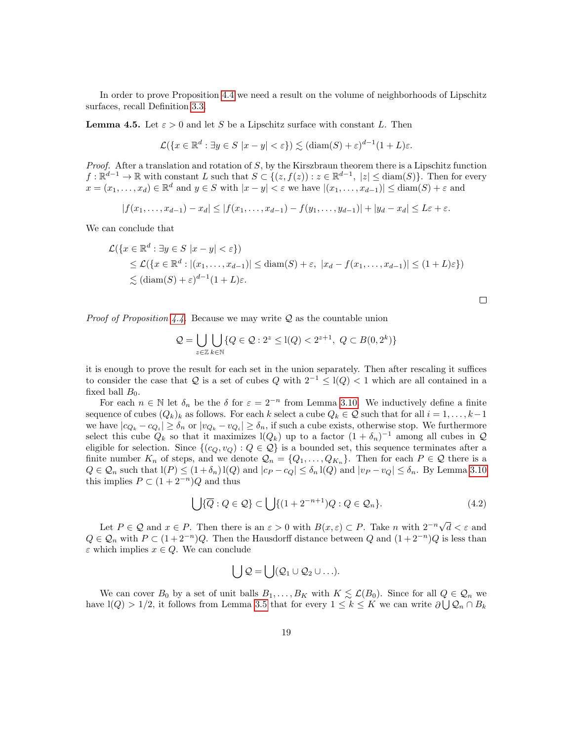In order to prove Proposition 4.4 we need a result on the volume of neighborhoods of Lipschitz surfaces, recall Definition 3.3.

**Lemma 4.5.** Let $\varepsilon > 0$ and let $S$ be a Lipschitz surface with constant $L$. Then

$$\mathcal{L}(\{x \in \mathbb{R}^d : \exists y \in S \ |x-y| < \varepsilon\}) \lesssim (\operatorname{diam}(S) + \varepsilon)^{d-1}(1+L)\varepsilon.$$

*Proof.* After a translation and rotation of $S$, by the Kirszbraun theorem there is a Lipschitz function $f : \mathbb{R}^{d-1} \to \mathbb{R}$ with constant $L$ such that $S \subset \{(z, f(z)) : z \in \mathbb{R}^{d-1},\ |z| \leq \operatorname{diam}(S)\}$. Then for every $x = (x_1, \ldots, x_d) \in \mathbb{R}^d$ and $y \in S$ with $|x - y| < \varepsilon$ we have $|(x_1, \ldots, x_{d-1})| \leq \operatorname{diam}(S) + \varepsilon$ and

$$|f(x_1, \ldots, x_{d-1}) - x_d| \leq |f(x_1, \ldots, x_{d-1}) - f(y_1, \ldots, y_{d-1})| + |y_d - x_d| \leq L\varepsilon + \varepsilon.$$

We can conclude that

$$\begin{aligned}
&\mathcal{L}(\{x \in \mathbb{R}^d : \exists y \in S \ |x-y| < \varepsilon\}) \\
&\quad \leq \mathcal{L}(\{x \in \mathbb{R}^d : |(x_1, \ldots, x_{d-1})| \leq \operatorname{diam}(S) + \varepsilon,\ |x_d - f(x_1, \ldots, x_{d-1})| \leq (1+L)\varepsilon\}) \\
&\quad \lesssim (\operatorname{diam}(S) + \varepsilon)^{d-1}(1+L)\varepsilon.
\end{aligned}$$

□

*Proof of Proposition 4.4.* Because we may write $\mathcal{Q}$ as the countable union

$$\mathcal{Q} = \bigcup_{z \in \mathbb{Z}} \bigcup_{k \in \mathbb{N}} \{Q \in \mathcal{Q} : 2^z \leq \mathrm{l}(Q) < 2^{z+1},\ Q \subset B(0, 2^k)\}$$

it is enough to prove the result for each set in the union separately. Then after rescaling it suffices to consider the case that $\mathcal{Q}$ is a set of cubes $Q$ with $2^{-1} \leq \mathrm{l}(Q) < 1$ which are all contained in a fixed ball $B_0$.

For each $n \in \mathbb{N}$ let $\delta_n$ be the $\delta$ for $\varepsilon = 2^{-n}$ from Lemma 3.10. We inductively define a finite sequence of cubes $(Q_k)_k$ as follows. For each $k$ select a cube $Q_k \in \mathcal{Q}$ such that for all $i = 1, \ldots, k-1$ we have $|c_{Q_k} - c_{Q_i}| \geq \delta_n$ or $|v_{Q_k} - v_{Q_i}| \geq \delta_n$, if such a cube exists, otherwise stop. We furthermore select this cube $Q_k$ so that it maximizes $\mathrm{l}(Q_k)$ up to a factor $(1+\delta_n)^{-1}$ among all cubes in $\mathcal{Q}$ eligible for selection. Since $\{(c_Q, v_Q) : Q \in \mathcal{Q}\}$ is a bounded set, this sequence terminates after a finite number $K_n$ of steps, and we denote $\mathcal{Q}_n = \{Q_1, \ldots, Q_{K_n}\}$. Then for each $P \in \mathcal{Q}$ there is a $Q \in \mathcal{Q}_n$ such that $\mathrm{l}(P) \leq (1+\delta_n)\,\mathrm{l}(Q)$ and $|c_P - c_Q| \leq \delta_n\,\mathrm{l}(Q)$ and $|v_P - v_Q| \leq \delta_n$. By Lemma 3.10 this implies $P \subset (1+2^{-n})Q$ and thus

$$\bigcup \{\overline{Q} : Q \in \mathcal{Q}\} \subset \bigcup \{(1+2^{-n+1})Q : Q \in \mathcal{Q}_n\}. \tag{4.2}$$

Let $P \in \mathcal{Q}$ and $x \in P$. Then there is an $\varepsilon > 0$ with $B(x, \varepsilon) \subset P$. Take $n$ with $2^{-n}\sqrt{d} < \varepsilon$ and $Q \in \mathcal{Q}_n$ with $P \subset (1+2^{-n})Q$. Then the Hausdorff distance between $Q$ and $(1+2^{-n})Q$ is less than $\varepsilon$ which implies $x \in Q$. We can conclude

$$\bigcup \mathcal{Q} = \bigcup (\mathcal{Q}_1 \cup \mathcal{Q}_2 \cup \ldots).$$

We can cover $B_0$ by a set of unit balls $B_1, \ldots, B_K$ with $K \lesssim \mathcal{L}(B_0)$. Since for all $Q \in \mathcal{Q}_n$ we have $\mathrm{l}(Q) > 1/2$, it follows from Lemma 3.5 that for every $1 \leq k \leq K$ we can write $\partial \bigcup \mathcal{Q}_n \cap B_k$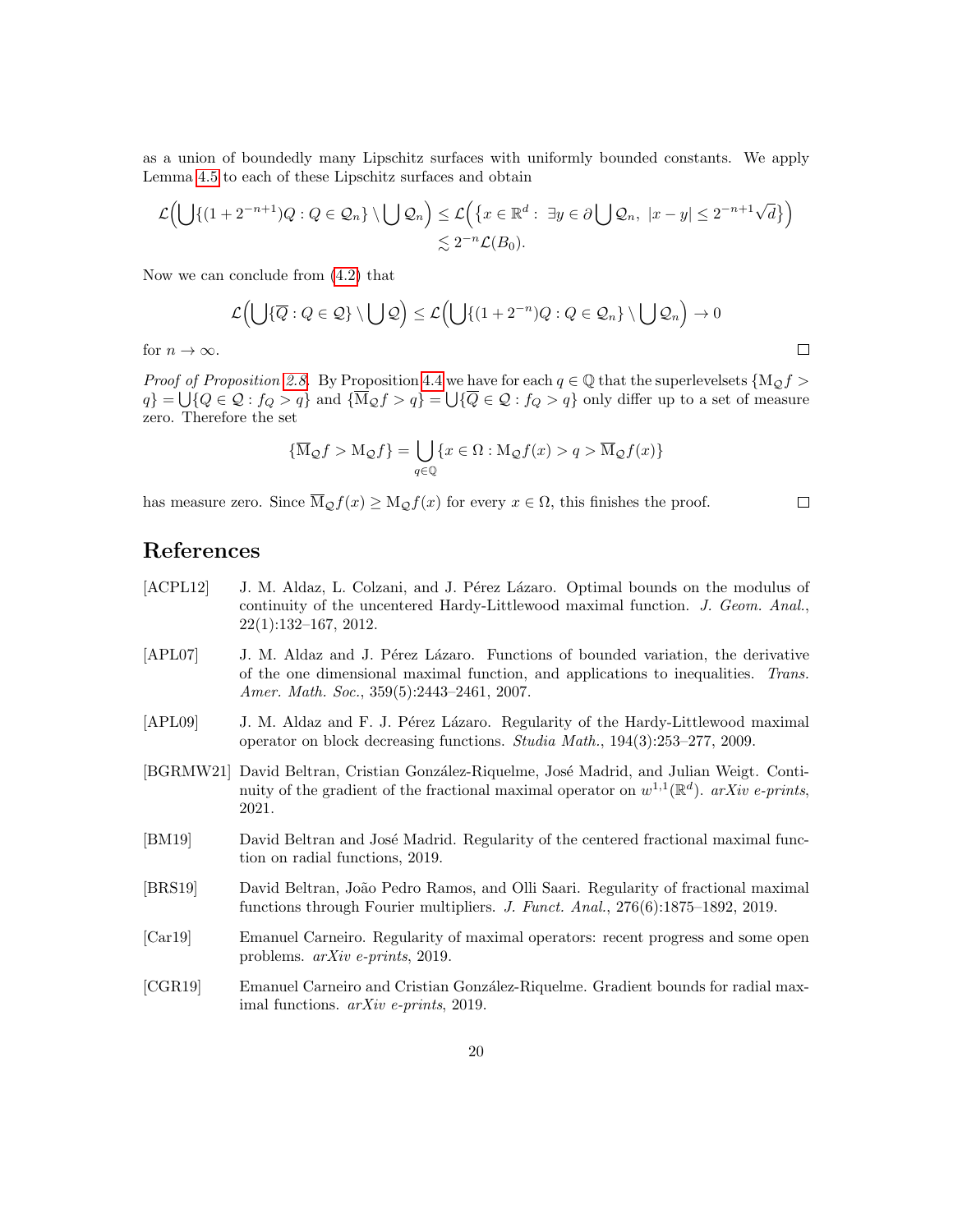as a union of boundedly many Lipschitz surfaces with uniformly bounded constants. We apply Lemma 4.5 to each of these Lipschitz surfaces and obtain

$$\begin{aligned}\mathcal{L}\Big(\bigcup\{(1+2^{-n+1})Q : Q\in\mathcal{Q}_n\}\setminus\bigcup\mathcal{Q}_n\Big) &\le \mathcal{L}\Big(\big\{x\in\mathbb{R}^d:\ \exists y\in\partial\bigcup\mathcal{Q}_n,\ |x-y|\le 2^{-n+1}\sqrt{d}\big\}\Big)\\ &\lesssim 2^{-n}\mathcal{L}(B_0).\end{aligned}$$

Now we can conclude from (4.2) that

$$\mathcal{L}\Big(\bigcup\{\overline{Q} : Q\in\mathcal{Q}\}\setminus\bigcup\mathcal{Q}\Big)\le\mathcal{L}\Big(\bigcup\{(1+2^{-n})Q : Q\in\mathcal{Q}_n\}\setminus\bigcup\mathcal{Q}_n\Big)\to 0$$

for $n\to\infty$. □

*Proof of Proposition 2.8.* By Proposition 4.4 we have for each $q\in\mathbb{Q}$ that the superlevelsets $\{\mathrm{M}_{\mathcal{Q}}f>q\}=\bigcup\{Q\in\mathcal{Q}: f_Q>q\}$ and $\{\overline{\mathrm{M}}_{\mathcal{Q}}f>q\}=\bigcup\{\overline{Q}\in\mathcal{Q}: f_Q>q\}$ only differ up to a set of measure zero. Therefore the set

$$\{\overline{\mathrm{M}}_{\mathcal{Q}}f>\mathrm{M}_{\mathcal{Q}}f\}=\bigcup_{q\in\mathbb{Q}}\{x\in\Omega:\mathrm{M}_{\mathcal{Q}}f(x)>q>\overline{\mathrm{M}}_{\mathcal{Q}}f(x)\}$$

has measure zero. Since $\overline{\mathrm{M}}_{\mathcal{Q}}f(x)\ge\mathrm{M}_{\mathcal{Q}}f(x)$ for every $x\in\Omega$, this finishes the proof. □

# References

[ACPL12] J. M. Aldaz, L. Colzani, and J. Pérez Lázaro. Optimal bounds on the modulus of continuity of the uncentered Hardy-Littlewood maximal function. *J. Geom. Anal.*, 22(1):132–167, 2012.

[APL07] J. M. Aldaz and J. Pérez Lázaro. Functions of bounded variation, the derivative of the one dimensional maximal function, and applications to inequalities. *Trans. Amer. Math. Soc.*, 359(5):2443–2461, 2007.

[APL09] J. M. Aldaz and F. J. Pérez Lázaro. Regularity of the Hardy-Littlewood maximal operator on block decreasing functions. *Studia Math.*, 194(3):253–277, 2009.

[BGRMW21] David Beltran, Cristian González-Riquelme, José Madrid, and Julian Weigt. Continuity of the gradient of the fractional maximal operator on $w^{1,1}(\mathbb{R}^d)$. *arXiv e-prints*, 2021.

[BM19] David Beltran and José Madrid. Regularity of the centered fractional maximal function on radial functions, 2019.

[BRS19] David Beltran, João Pedro Ramos, and Olli Saari. Regularity of fractional maximal functions through Fourier multipliers. *J. Funct. Anal.*, 276(6):1875–1892, 2019.

[Car19] Emanuel Carneiro. Regularity of maximal operators: recent progress and some open problems. *arXiv e-prints*, 2019.

[CGR19] Emanuel Carneiro and Cristian González-Riquelme. Gradient bounds for radial maximal functions. *arXiv e-prints*, 2019.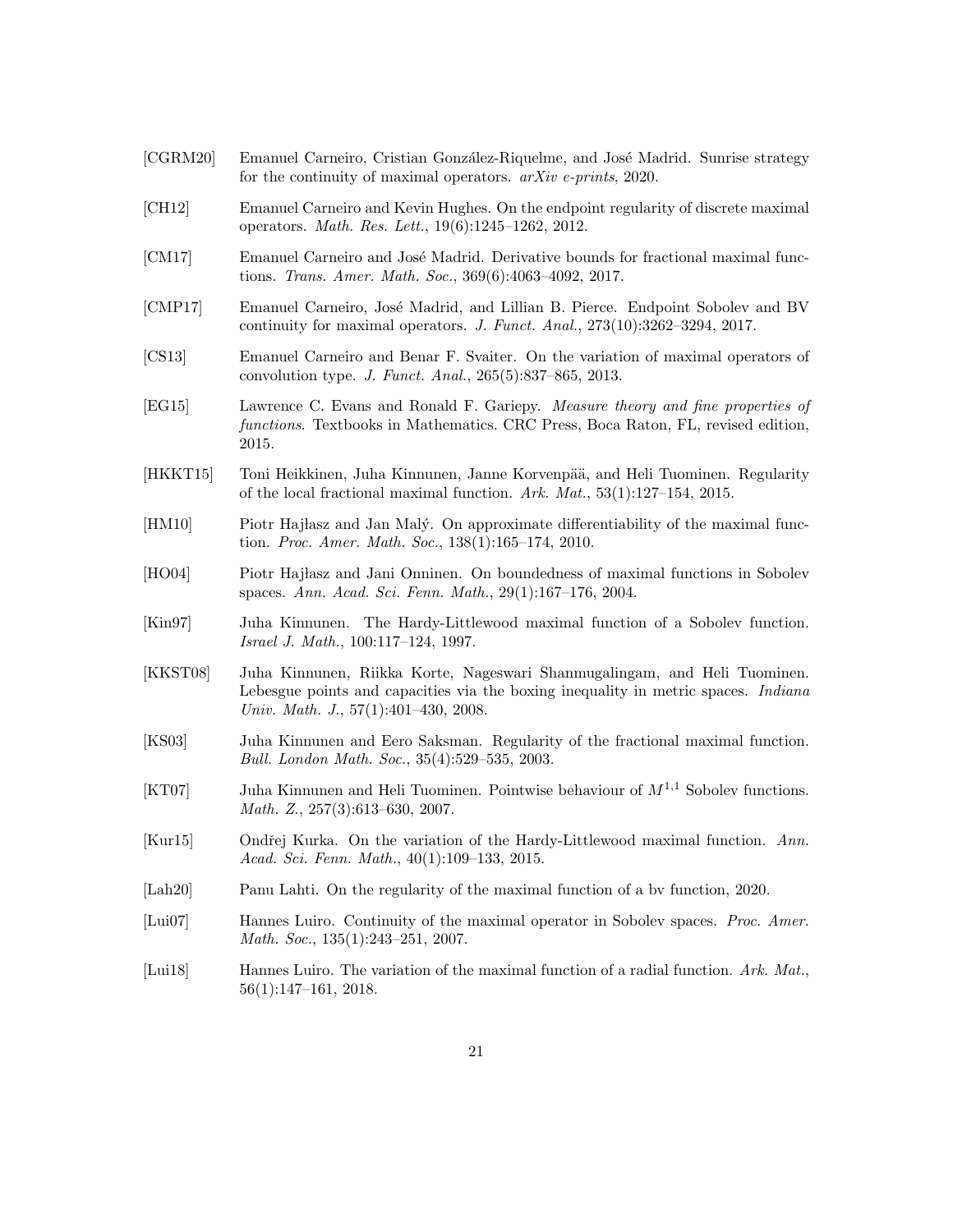[CGRM20] Emanuel Carneiro, Cristian González-Riquelme, and José Madrid. Sunrise strategy for the continuity of maximal operators. *arXiv e-prints*, 2020.

[CH12] Emanuel Carneiro and Kevin Hughes. On the endpoint regularity of discrete maximal operators. *Math. Res. Lett.*, 19(6):1245–1262, 2012.

[CM17] Emanuel Carneiro and José Madrid. Derivative bounds for fractional maximal functions. *Trans. Amer. Math. Soc.*, 369(6):4063–4092, 2017.

[CMP17] Emanuel Carneiro, José Madrid, and Lillian B. Pierce. Endpoint Sobolev and BV continuity for maximal operators. *J. Funct. Anal.*, 273(10):3262–3294, 2017.

[CS13] Emanuel Carneiro and Benar F. Svaiter. On the variation of maximal operators of convolution type. *J. Funct. Anal.*, 265(5):837–865, 2013.

[EG15] Lawrence C. Evans and Ronald F. Gariepy. *Measure theory and fine properties of functions*. Textbooks in Mathematics. CRC Press, Boca Raton, FL, revised edition, 2015.

[HKKT15] Toni Heikkinen, Juha Kinnunen, Janne Korvenpää, and Heli Tuominen. Regularity of the local fractional maximal function. *Ark. Mat.*, 53(1):127–154, 2015.

[HM10] Piotr Hajłasz and Jan Malý. On approximate differentiability of the maximal function. *Proc. Amer. Math. Soc.*, 138(1):165–174, 2010.

[HO04] Piotr Hajłasz and Jani Onninen. On boundedness of maximal functions in Sobolev spaces. *Ann. Acad. Sci. Fenn. Math.*, 29(1):167–176, 2004.

[Kin97] Juha Kinnunen. The Hardy-Littlewood maximal function of a Sobolev function. *Israel J. Math.*, 100:117–124, 1997.

[KKST08] Juha Kinnunen, Riikka Korte, Nageswari Shanmugalingam, and Heli Tuominen. Lebesgue points and capacities via the boxing inequality in metric spaces. *Indiana Univ. Math. J.*, 57(1):401–430, 2008.

[KS03] Juha Kinnunen and Eero Saksman. Regularity of the fractional maximal function. *Bull. London Math. Soc.*, 35(4):529–535, 2003.

[KT07] Juha Kinnunen and Heli Tuominen. Pointwise behaviour of $M^{1,1}$ Sobolev functions. *Math. Z.*, 257(3):613–630, 2007.

[Kur15] Ondřej Kurka. On the variation of the Hardy-Littlewood maximal function. *Ann. Acad. Sci. Fenn. Math.*, 40(1):109–133, 2015.

[Lah20] Panu Lahti. On the regularity of the maximal function of a bv function, 2020.

[Lui07] Hannes Luiro. Continuity of the maximal operator in Sobolev spaces. *Proc. Amer. Math. Soc.*, 135(1):243–251, 2007.

[Lui18] Hannes Luiro. The variation of the maximal function of a radial function. *Ark. Mat.*, 56(1):147–161, 2018.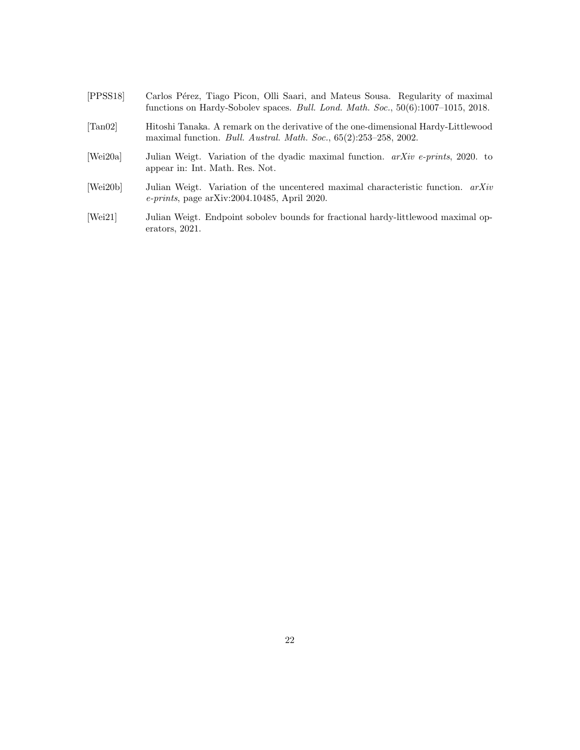[PPSS18] Carlos Pérez, Tiago Picon, Olli Saari, and Mateus Sousa. Regularity of maximal functions on Hardy-Sobolev spaces. *Bull. Lond. Math. Soc.*, 50(6):1007–1015, 2018.

[Tan02] Hitoshi Tanaka. A remark on the derivative of the one-dimensional Hardy-Littlewood maximal function. *Bull. Austral. Math. Soc.*, 65(2):253–258, 2002.

[Wei20a] Julian Weigt. Variation of the dyadic maximal function. *arXiv e-prints*, 2020. to appear in: Int. Math. Res. Not.

[Wei20b] Julian Weigt. Variation of the uncentered maximal characteristic function. *arXiv e-prints*, page arXiv:2004.10485, April 2020.

[Wei21] Julian Weigt. Endpoint sobolev bounds for fractional hardy-littlewood maximal operators, 2021.